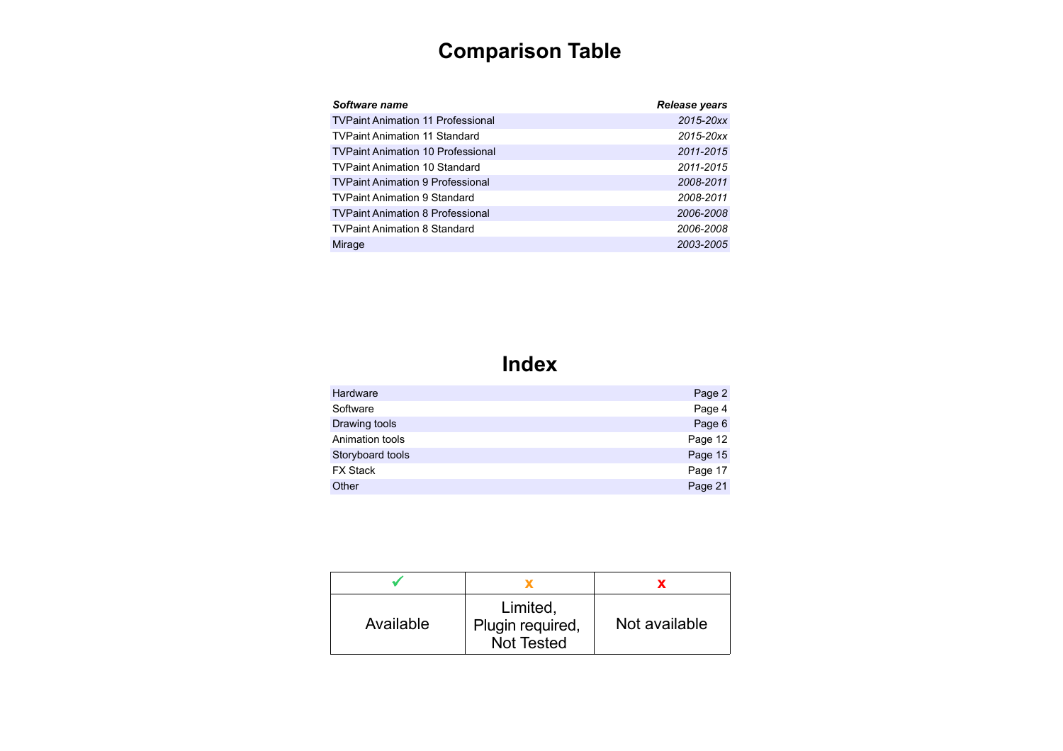# Comparison Table

| *Software name* | *Release years* |
| --- | --- |
| TVPaint Animation 11 Professional | *2015-20xx* |
| TVPaint Animation 11 Standard | *2015-20xx* |
| TVPaint Animation 10 Professional | *2011-2015* |
| TVPaint Animation 10 Standard | *2011-2015* |
| TVPaint Animation 9 Professional | *2008-2011* |
| TVPaint Animation 9 Standard | *2008-2011* |
| TVPaint Animation 8 Professional | *2006-2008* |
| TVPaint Animation 8 Standard | *2006-2008* |
| Mirage | *2003-2005* |

# Index

| | |
| --- | --- |
| Hardware | Page 2 |
| Software | Page 4 |
| Drawing tools | Page 6 |
| Animation tools | Page 12 |
| Storyboard tools | Page 15 |
| FX Stack | Page 17 |
| Other | Page 21 |

| ✓ | x | x |
| --- | --- | --- |
| Available | Limited, Plugin required, Not Tested | Not available |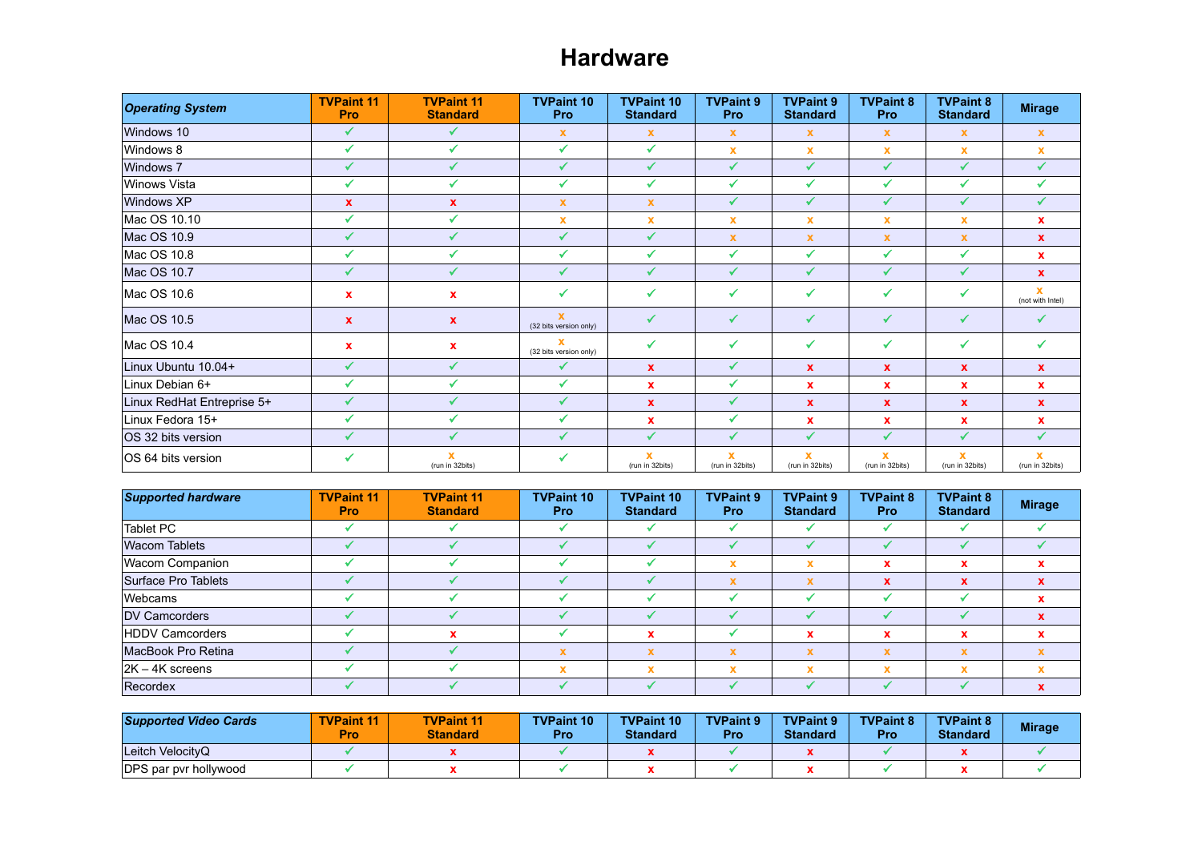# Hardware

| *Operating System* | TVPaint 11 Pro | TVPaint 11 Standard | TVPaint 10 Pro | TVPaint 10 Standard | TVPaint 9 Pro | TVPaint 9 Standard | TVPaint 8 Pro | TVPaint 8 Standard | Mirage |
|---|---|---|---|---|---|---|---|---|---|
| Windows 10 | ✓ | ✓ | x | x | x | x | x | x | x |
| Windows 8 | ✓ | ✓ | ✓ | ✓ | x | x | x | x | x |
| Windows 7 | ✓ | ✓ | ✓ | ✓ | ✓ | ✓ | ✓ | ✓ | ✓ |
| Winows Vista | ✓ | ✓ | ✓ | ✓ | ✓ | ✓ | ✓ | ✓ | ✓ |
| Windows XP | x | x | x | x | ✓ | ✓ | ✓ | ✓ | ✓ |
| Mac OS 10.10 | ✓ | ✓ | x | x | x | x | x | x | x |
| Mac OS 10.9 | ✓ | ✓ | ✓ | ✓ | x | x | x | x | x |
| Mac OS 10.8 | ✓ | ✓ | ✓ | ✓ | ✓ | ✓ | ✓ | ✓ | x |
| Mac OS 10.7 | ✓ | ✓ | ✓ | ✓ | ✓ | ✓ | ✓ | ✓ | x |
| Mac OS 10.6 | x | x | ✓ | ✓ | ✓ | ✓ | ✓ | ✓ | x (not with Intel) |
| Mac OS 10.5 | x | x | x (32 bits version only) | ✓ | ✓ | ✓ | ✓ | ✓ | ✓ |
| Mac OS 10.4 | x | x | x (32 bits version only) | ✓ | ✓ | ✓ | ✓ | ✓ | ✓ |
| Linux Ubuntu 10.04+ | ✓ | ✓ | ✓ | x | ✓ | x | x | x | x |
| Linux Debian 6+ | ✓ | ✓ | ✓ | x | ✓ | x | x | x | x |
| Linux RedHat Entreprise 5+ | ✓ | ✓ | ✓ | x | ✓ | x | x | x | x |
| Linux Fedora 15+ | ✓ | ✓ | ✓ | x | ✓ | x | x | x | x |
| OS 32 bits version | ✓ | ✓ | ✓ | ✓ | ✓ | ✓ | ✓ | ✓ | ✓ |
| OS 64 bits version | ✓ | x (run in 32bits) | ✓ | x (run in 32bits) | x (run in 32bits) | x (run in 32bits) | x (run in 32bits) | x (run in 32bits) | x (run in 32bits) |

| *Supported hardware* | TVPaint 11 Pro | TVPaint 11 Standard | TVPaint 10 Pro | TVPaint 10 Standard | TVPaint 9 Pro | TVPaint 9 Standard | TVPaint 8 Pro | TVPaint 8 Standard | Mirage |
|---|---|---|---|---|---|---|---|---|---|
| Tablet PC | ✓ | ✓ | ✓ | ✓ | ✓ | ✓ | ✓ | ✓ | ✓ |
| Wacom Tablets | ✓ | ✓ | ✓ | ✓ | ✓ | ✓ | ✓ | ✓ | ✓ |
| Wacom Companion | ✓ | ✓ | ✓ | ✓ | x | x | x | x | x |
| Surface Pro Tablets | ✓ | ✓ | ✓ | ✓ | x | x | x | x | x |
| Webcams | ✓ | ✓ | ✓ | ✓ | ✓ | ✓ | ✓ | ✓ | x |
| DV Camcorders | ✓ | ✓ | ✓ | ✓ | ✓ | ✓ | ✓ | ✓ | x |
| HDDV Camcorders | ✓ | x | ✓ | x | ✓ | x | x | x | x |
| MacBook Pro Retina | ✓ | ✓ | x | x | x | x | x | x | x |
| 2K – 4K screens | ✓ | ✓ | x | x | x | x | x | x | x |
| Recordex | ✓ | ✓ | ✓ | ✓ | ✓ | ✓ | ✓ | ✓ | x |

| *Supported Video Cards* | TVPaint 11 Pro | TVPaint 11 Standard | TVPaint 10 Pro | TVPaint 10 Standard | TVPaint 9 Pro | TVPaint 9 Standard | TVPaint 8 Pro | TVPaint 8 Standard | Mirage |
|---|---|---|---|---|---|---|---|---|---|
| Leitch VelocityQ | ✓ | x | ✓ | x | ✓ | x | ✓ | x | ✓ |
| DPS par pvr hollywood | ✓ | x | ✓ | x | ✓ | x | ✓ | x | ✓ |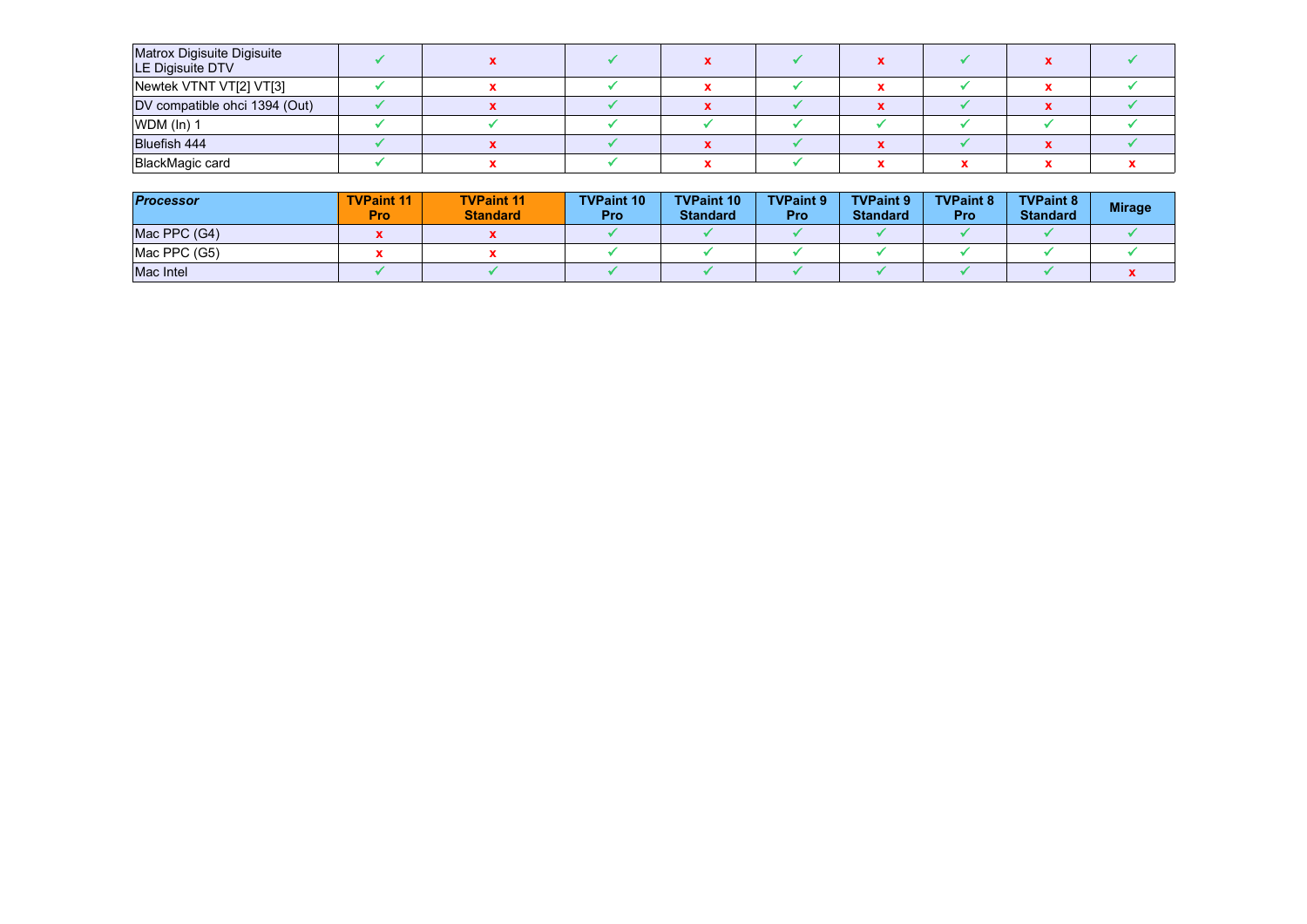| | | | | | | | | | |
|---|---|---|---|---|---|---|---|---|---|
| Matrox Digisuite Digisuite LE Digisuite DTV | ✓ | x | ✓ | x | ✓ | x | ✓ | x | ✓ |
| Newtek VTNT VT[2] VT[3] | ✓ | x | ✓ | x | ✓ | x | ✓ | x | ✓ |
| DV compatible ohci 1394 (Out) | ✓ | x | ✓ | x | ✓ | x | ✓ | x | ✓ |
| WDM (In) 1 | ✓ | ✓ | ✓ | ✓ | ✓ | ✓ | ✓ | ✓ | ✓ |
| Bluefish 444 | ✓ | x | ✓ | x | ✓ | x | ✓ | x | ✓ |
| BlackMagic card | ✓ | x | ✓ | x | ✓ | x | x | x | x |

| ***Processor*** | **TVPaint 11 Pro** | **TVPaint 11 Standard** | **TVPaint 10 Pro** | **TVPaint 10 Standard** | **TVPaint 9 Pro** | **TVPaint 9 Standard** | **TVPaint 8 Pro** | **TVPaint 8 Standard** | **Mirage** |
|---|---|---|---|---|---|---|---|---|---|
| Mac PPC (G4) | x | x | ✓ | ✓ | ✓ | ✓ | ✓ | ✓ | ✓ |
| Mac PPC (G5) | x | x | ✓ | ✓ | ✓ | ✓ | ✓ | ✓ | ✓ |
| Mac Intel | ✓ | ✓ | ✓ | ✓ | ✓ | ✓ | ✓ | ✓ | x |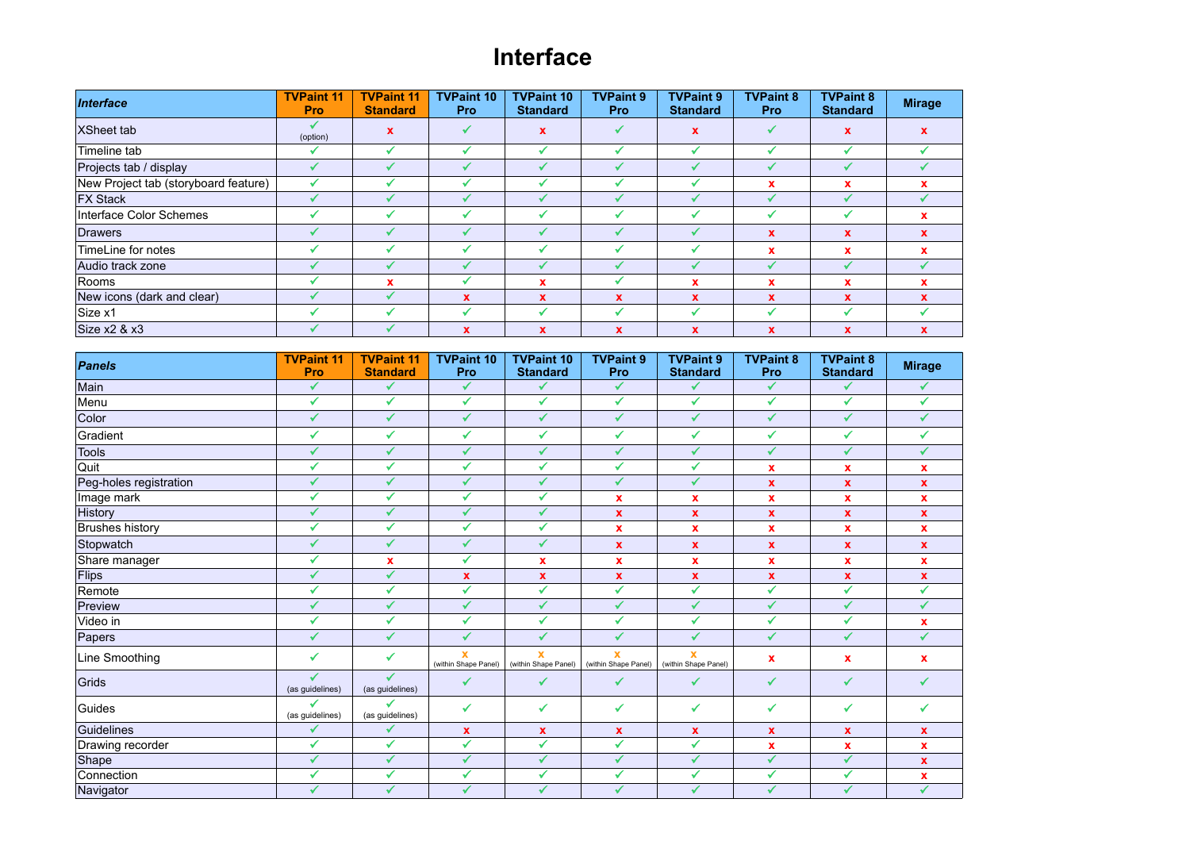# Interface

| *Interface* | TVPaint 11 Pro | TVPaint 11 Standard | TVPaint 10 Pro | TVPaint 10 Standard | TVPaint 9 Pro | TVPaint 9 Standard | TVPaint 8 Pro | TVPaint 8 Standard | Mirage |
|---|---|---|---|---|---|---|---|---|---|
| XSheet tab | ✓ (option) | x | ✓ | x | ✓ | x | ✓ | x | x |
| Timeline tab | ✓ | ✓ | ✓ | ✓ | ✓ | ✓ | ✓ | ✓ | ✓ |
| Projects tab / display | ✓ | ✓ | ✓ | ✓ | ✓ | ✓ | ✓ | ✓ | ✓ |
| New Project tab (storyboard feature) | ✓ | ✓ | ✓ | ✓ | ✓ | ✓ | x | x | x |
| FX Stack | ✓ | ✓ | ✓ | ✓ | ✓ | ✓ | ✓ | ✓ | ✓ |
| Interface Color Schemes | ✓ | ✓ | ✓ | ✓ | ✓ | ✓ | ✓ | ✓ | x |
| Drawers | ✓ | ✓ | ✓ | ✓ | ✓ | ✓ | x | x | x |
| TimeLine for notes | ✓ | ✓ | ✓ | ✓ | ✓ | ✓ | x | x | x |
| Audio track zone | ✓ | ✓ | ✓ | ✓ | ✓ | ✓ | ✓ | ✓ | ✓ |
| Rooms | ✓ | x | ✓ | x | ✓ | x | x | x | x |
| New icons (dark and clear) | ✓ | ✓ | x | x | x | x | x | x | x |
| Size x1 | ✓ | ✓ | ✓ | ✓ | ✓ | ✓ | ✓ | ✓ | ✓ |
| Size x2 & x3 | ✓ | ✓ | x | x | x | x | x | x | x |

| *Panels* | TVPaint 11 Pro | TVPaint 11 Standard | TVPaint 10 Pro | TVPaint 10 Standard | TVPaint 9 Pro | TVPaint 9 Standard | TVPaint 8 Pro | TVPaint 8 Standard | Mirage |
|---|---|---|---|---|---|---|---|---|---|
| Main | ✓ | ✓ | ✓ | ✓ | ✓ | ✓ | ✓ | ✓ | ✓ |
| Menu | ✓ | ✓ | ✓ | ✓ | ✓ | ✓ | ✓ | ✓ | ✓ |
| Color | ✓ | ✓ | ✓ | ✓ | ✓ | ✓ | ✓ | ✓ | ✓ |
| Gradient | ✓ | ✓ | ✓ | ✓ | ✓ | ✓ | ✓ | ✓ | ✓ |
| Tools | ✓ | ✓ | ✓ | ✓ | ✓ | ✓ | ✓ | ✓ | ✓ |
| Quit | ✓ | ✓ | ✓ | ✓ | ✓ | ✓ | x | x | x |
| Peg-holes registration | ✓ | ✓ | ✓ | ✓ | ✓ | ✓ | x | x | x |
| Image mark | ✓ | ✓ | ✓ | ✓ | x | x | x | x | x |
| History | ✓ | ✓ | ✓ | ✓ | x | x | x | x | x |
| Brushes history | ✓ | ✓ | ✓ | ✓ | x | x | x | x | x |
| Stopwatch | ✓ | ✓ | ✓ | ✓ | x | x | x | x | x |
| Share manager | ✓ | x | ✓ | x | x | x | x | x | x |
| Flips | ✓ | ✓ | x | x | x | x | x | x | x |
| Remote | ✓ | ✓ | ✓ | ✓ | ✓ | ✓ | ✓ | ✓ | ✓ |
| Preview | ✓ | ✓ | ✓ | ✓ | ✓ | ✓ | ✓ | ✓ | ✓ |
| Video in | ✓ | ✓ | ✓ | ✓ | ✓ | ✓ | ✓ | ✓ | x |
| Papers | ✓ | ✓ | ✓ | ✓ | ✓ | ✓ | ✓ | ✓ | ✓ |
| Line Smoothing | ✓ | ✓ | x (within Shape Panel) | x (within Shape Panel) | x (within Shape Panel) | x (within Shape Panel) | x | x | x |
| Grids | ✓ (as guidelines) | ✓ (as guidelines) | ✓ | ✓ | ✓ | ✓ | ✓ | ✓ | ✓ |
| Guides | ✓ (as guidelines) | ✓ (as guidelines) | ✓ | ✓ | ✓ | ✓ | ✓ | ✓ | ✓ |
| Guidelines | ✓ | ✓ | x | x | x | x | x | x | x |
| Drawing recorder | ✓ | ✓ | ✓ | ✓ | ✓ | ✓ | x | x | x |
| Shape | ✓ | ✓ | ✓ | ✓ | ✓ | ✓ | ✓ | ✓ | x |
| Connection | ✓ | ✓ | ✓ | ✓ | ✓ | ✓ | ✓ | ✓ | x |
| Navigator | ✓ | ✓ | ✓ | ✓ | ✓ | ✓ | ✓ | ✓ | ✓ |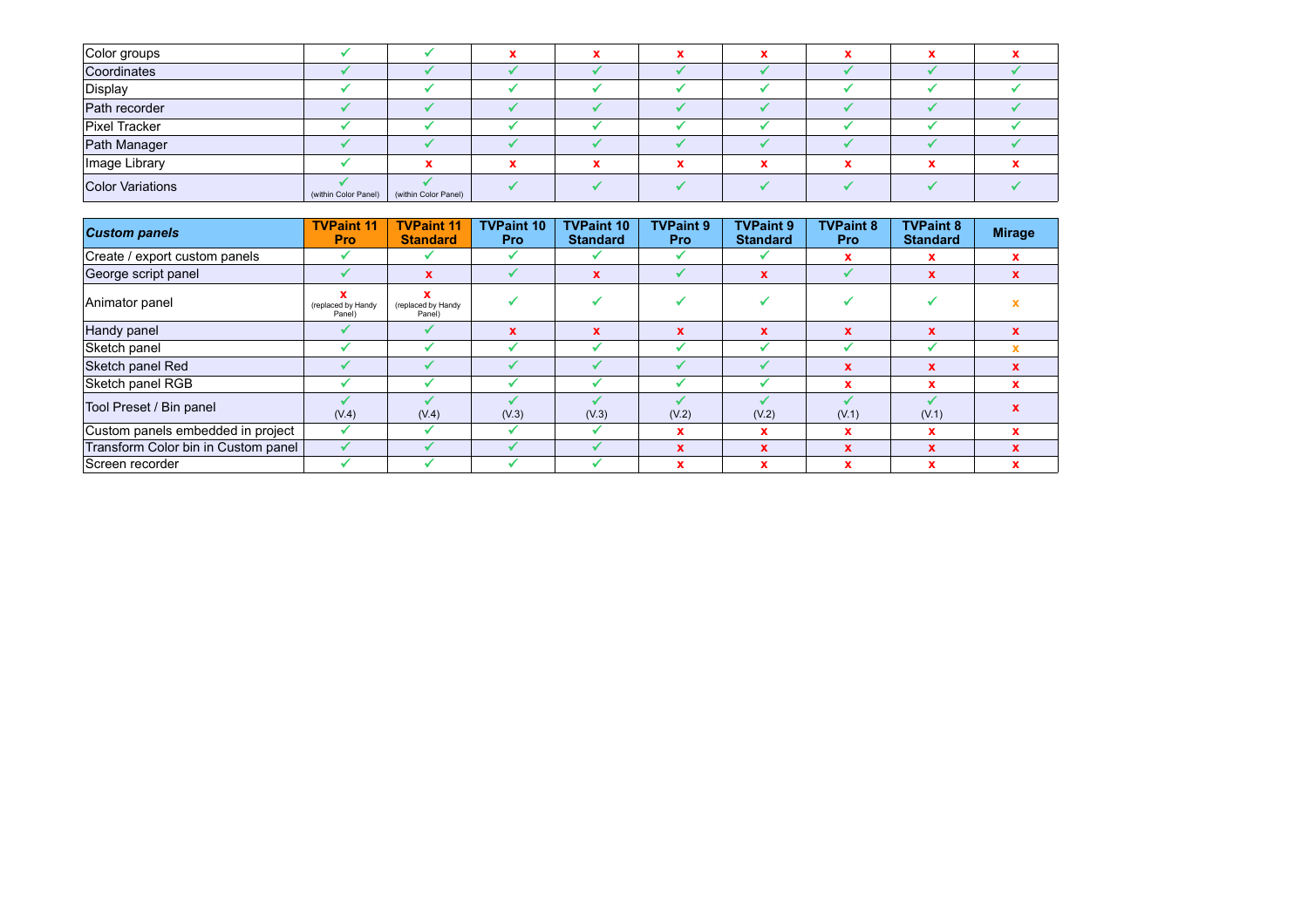| | TVPaint 11 Pro | TVPaint 11 Standard | TVPaint 10 Pro | TVPaint 10 Standard | TVPaint 9 Pro | TVPaint 9 Standard | TVPaint 8 Pro | TVPaint 8 Standard | Mirage |
|---|---|---|---|---|---|---|---|---|---|
| Color groups | ✓ | ✓ | x | x | x | x | x | x | x |
| Coordinates | ✓ | ✓ | ✓ | ✓ | ✓ | ✓ | ✓ | ✓ | ✓ |
| Display | ✓ | ✓ | ✓ | ✓ | ✓ | ✓ | ✓ | ✓ | ✓ |
| Path recorder | ✓ | ✓ | ✓ | ✓ | ✓ | ✓ | ✓ | ✓ | ✓ |
| Pixel Tracker | ✓ | ✓ | ✓ | ✓ | ✓ | ✓ | ✓ | ✓ | ✓ |
| Path Manager | ✓ | ✓ | ✓ | ✓ | ✓ | ✓ | ✓ | ✓ | ✓ |
| Image Library | ✓ | x | x | x | x | x | x | x | x |
| Color Variations | ✓ (within Color Panel) | ✓ (within Color Panel) | ✓ | ✓ | ✓ | ✓ | ✓ | ✓ | ✓ |

| ***Custom panels*** | **TVPaint 11 Pro** | **TVPaint 11 Standard** | **TVPaint 10 Pro** | **TVPaint 10 Standard** | **TVPaint 9 Pro** | **TVPaint 9 Standard** | **TVPaint 8 Pro** | **TVPaint 8 Standard** | **Mirage** |
|---|---|---|---|---|---|---|---|---|---|
| Create / export custom panels | ✓ | ✓ | ✓ | ✓ | ✓ | ✓ | x | x | x |
| George script panel | ✓ | x | ✓ | x | ✓ | x | ✓ | x | x |
| Animator panel | x (replaced by Handy Panel) | x (replaced by Handy Panel) | ✓ | ✓ | ✓ | ✓ | ✓ | ✓ | x |
| Handy panel | ✓ | ✓ | x | x | x | x | x | x | x |
| Sketch panel | ✓ | ✓ | ✓ | ✓ | ✓ | ✓ | ✓ | ✓ | x |
| Sketch panel Red | ✓ | ✓ | ✓ | ✓ | ✓ | ✓ | x | x | x |
| Sketch panel RGB | ✓ | ✓ | ✓ | ✓ | ✓ | ✓ | x | x | x |
| Tool Preset / Bin panel | ✓ (V.4) | ✓ (V.4) | ✓ (V.3) | ✓ (V.3) | ✓ (V.2) | ✓ (V.2) | ✓ (V.1) | ✓ (V.1) | x |
| Custom panels embedded in project | ✓ | ✓ | ✓ | ✓ | x | x | x | x | x |
| Transform Color bin in Custom panel | ✓ | ✓ | ✓ | ✓ | x | x | x | x | x |
| Screen recorder | ✓ | ✓ | ✓ | ✓ | x | x | x | x | x |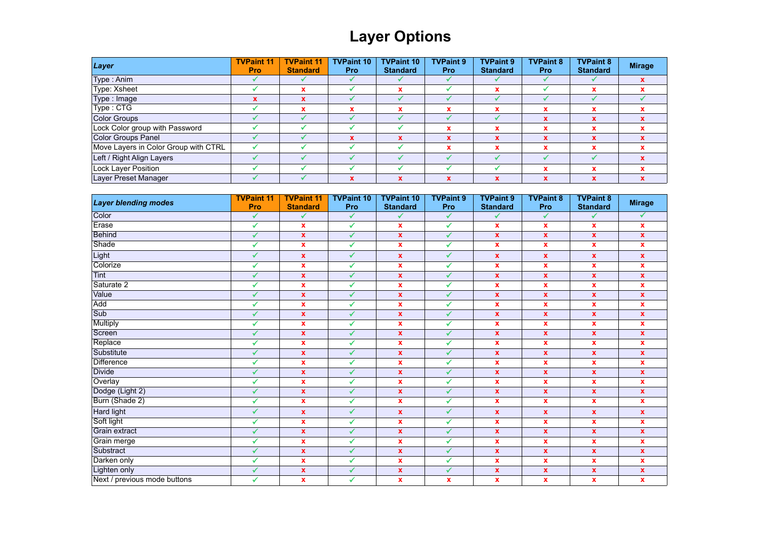# Layer Options

| *Layer* | TVPaint 11 Pro | TVPaint 11 Standard | TVPaint 10 Pro | TVPaint 10 Standard | TVPaint 9 Pro | TVPaint 9 Standard | TVPaint 8 Pro | TVPaint 8 Standard | Mirage |
|---|---|---|---|---|---|---|---|---|---|
| Type : Anim | ✓ | ✓ | ✓ | ✓ | ✓ | ✓ | ✓ | ✓ | x |
| Type: Xsheet | ✓ | x | ✓ | x | ✓ | x | ✓ | x | x |
| Type : Image | x | x | ✓ | ✓ | ✓ | ✓ | ✓ | ✓ | ✓ |
| Type : CTG | ✓ | x | x | x | x | x | x | x | x |
| Color Groups | ✓ | ✓ | ✓ | ✓ | ✓ | ✓ | x | x | x |
| Lock Color group with Password | ✓ | ✓ | ✓ | ✓ | x | x | x | x | x |
| Color Groups Panel | ✓ | ✓ | x | x | x | x | x | x | x |
| Move Layers in Color Group with CTRL | ✓ | ✓ | ✓ | ✓ | x | x | x | x | x |
| Left / Right Align Layers | ✓ | ✓ | ✓ | ✓ | ✓ | ✓ | ✓ | ✓ | x |
| Lock Layer Position | ✓ | ✓ | ✓ | ✓ | ✓ | ✓ | x | x | x |
| Layer Preset Manager | ✓ | ✓ | x | x | x | x | x | x | x |

| *Layer blending modes* | TVPaint 11 Pro | TVPaint 11 Standard | TVPaint 10 Pro | TVPaint 10 Standard | TVPaint 9 Pro | TVPaint 9 Standard | TVPaint 8 Pro | TVPaint 8 Standard | Mirage |
|---|---|---|---|---|---|---|---|---|---|
| Color | ✓ | ✓ | ✓ | ✓ | ✓ | ✓ | ✓ | ✓ | ✓ |
| Erase | ✓ | x | ✓ | x | ✓ | x | x | x | x |
| Behind | ✓ | x | ✓ | x | ✓ | x | x | x | x |
| Shade | ✓ | x | ✓ | x | ✓ | x | x | x | x |
| Light | ✓ | x | ✓ | x | ✓ | x | x | x | x |
| Colorize | ✓ | x | ✓ | x | ✓ | x | x | x | x |
| Tint | ✓ | x | ✓ | x | ✓ | x | x | x | x |
| Saturate 2 | ✓ | x | ✓ | x | ✓ | x | x | x | x |
| Value | ✓ | x | ✓ | x | ✓ | x | x | x | x |
| Add | ✓ | x | ✓ | x | ✓ | x | x | x | x |
| Sub | ✓ | x | ✓ | x | ✓ | x | x | x | x |
| Multiply | ✓ | x | ✓ | x | ✓ | x | x | x | x |
| Screen | ✓ | x | ✓ | x | ✓ | x | x | x | x |
| Replace | ✓ | x | ✓ | x | ✓ | x | x | x | x |
| Substitute | ✓ | x | ✓ | x | ✓ | x | x | x | x |
| Difference | ✓ | x | ✓ | x | ✓ | x | x | x | x |
| Divide | ✓ | x | ✓ | x | ✓ | x | x | x | x |
| Overlay | ✓ | x | ✓ | x | ✓ | x | x | x | x |
| Dodge (Light 2) | ✓ | x | ✓ | x | ✓ | x | x | x | x |
| Burn (Shade 2) | ✓ | x | ✓ | x | ✓ | x | x | x | x |
| Hard light | ✓ | x | ✓ | x | ✓ | x | x | x | x |
| Soft light | ✓ | x | ✓ | x | ✓ | x | x | x | x |
| Grain extract | ✓ | x | ✓ | x | ✓ | x | x | x | x |
| Grain merge | ✓ | x | ✓ | x | ✓ | x | x | x | x |
| Substract | ✓ | x | ✓ | x | ✓ | x | x | x | x |
| Darken only | ✓ | x | ✓ | x | ✓ | x | x | x | x |
| Lighten only | ✓ | x | ✓ | x | ✓ | x | x | x | x |
| Next / previous mode buttons | ✓ | x | ✓ | x | x | x | x | x | x |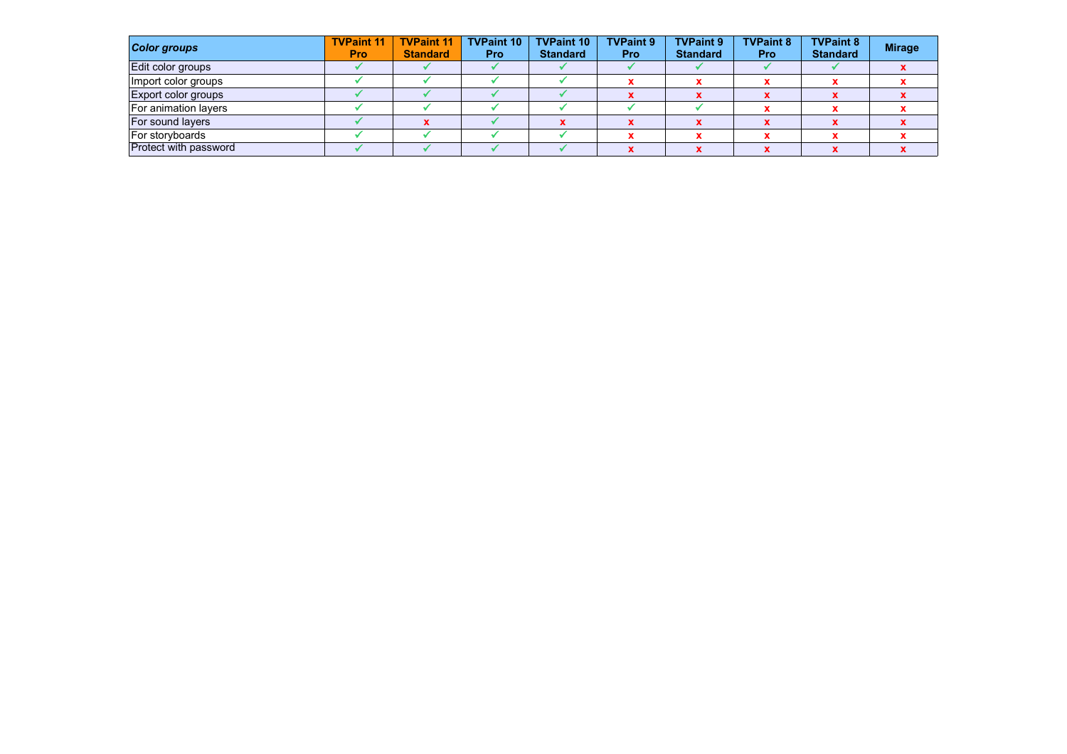| *Color groups* | TVPaint 11 Pro | TVPaint 11 Standard | TVPaint 10 Pro | TVPaint 10 Standard | TVPaint 9 Pro | TVPaint 9 Standard | TVPaint 8 Pro | TVPaint 8 Standard | Mirage |
|---|---|---|---|---|---|---|---|---|---|
| Edit color groups | ✓ | ✓ | ✓ | ✓ | ✓ | ✓ | ✓ | ✓ | x |
| Import color groups | ✓ | ✓ | ✓ | ✓ | x | x | x | x | x |
| Export color groups | ✓ | ✓ | ✓ | ✓ | x | x | x | x | x |
| For animation layers | ✓ | ✓ | ✓ | ✓ | ✓ | ✓ | x | x | x |
| For sound layers | ✓ | x | ✓ | x | x | x | x | x | x |
| For storyboards | ✓ | ✓ | ✓ | ✓ | x | x | x | x | x |
| Protect with password | ✓ | ✓ | ✓ | ✓ | x | x | x | x | x |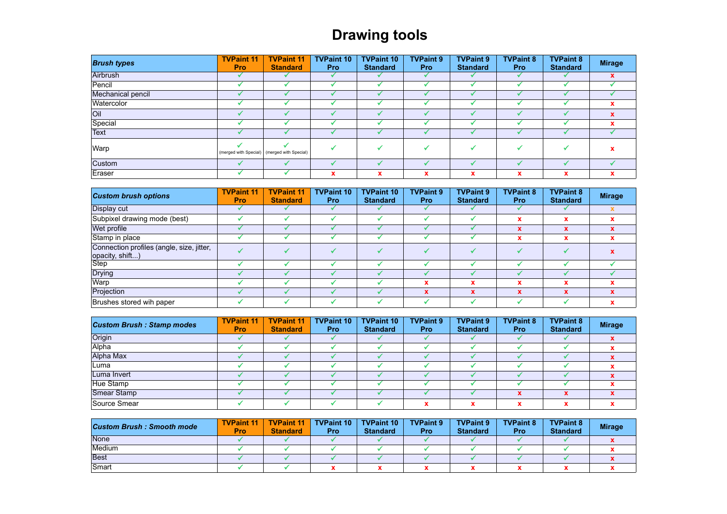# Drawing tools

| *Brush types* | TVPaint 11 Pro | TVPaint 11 Standard | TVPaint 10 Pro | TVPaint 10 Standard | TVPaint 9 Pro | TVPaint 9 Standard | TVPaint 8 Pro | TVPaint 8 Standard | Mirage |
|---|---|---|---|---|---|---|---|---|---|
| Airbrush | ✓ | ✓ | ✓ | ✓ | ✓ | ✓ | ✓ | ✓ | x |
| Pencil | ✓ | ✓ | ✓ | ✓ | ✓ | ✓ | ✓ | ✓ | ✓ |
| Mechanical pencil | ✓ | ✓ | ✓ | ✓ | ✓ | ✓ | ✓ | ✓ | ✓ |
| Watercolor | ✓ | ✓ | ✓ | ✓ | ✓ | ✓ | ✓ | ✓ | x |
| Oil | ✓ | ✓ | ✓ | ✓ | ✓ | ✓ | ✓ | ✓ | x |
| Special | ✓ | ✓ | ✓ | ✓ | ✓ | ✓ | ✓ | ✓ | x |
| Text | ✓ | ✓ | ✓ | ✓ | ✓ | ✓ | ✓ | ✓ | ✓ |
| Warp | ✓ (merged with Special) | ✓ (merged with Special) | ✓ | ✓ | ✓ | ✓ | ✓ | ✓ | x |
| Custom | ✓ | ✓ | ✓ | ✓ | ✓ | ✓ | ✓ | ✓ | ✓ |
| Eraser | ✓ | ✓ | x | x | x | x | x | x | x |

| *Custom brush options* | TVPaint 11 Pro | TVPaint 11 Standard | TVPaint 10 Pro | TVPaint 10 Standard | TVPaint 9 Pro | TVPaint 9 Standard | TVPaint 8 Pro | TVPaint 8 Standard | Mirage |
|---|---|---|---|---|---|---|---|---|---|
| Display cut | ✓ | ✓ | ✓ | ✓ | ✓ | ✓ | ✓ | ✓ | x |
| Subpixel drawing mode (best) | ✓ | ✓ | ✓ | ✓ | ✓ | ✓ | x | x | x |
| Wet profile | ✓ | ✓ | ✓ | ✓ | ✓ | ✓ | x | x | x |
| Stamp in place | ✓ | ✓ | ✓ | ✓ | ✓ | ✓ | x | x | x |
| Connection profiles (angle, size, jitter, opacity, shift...) | ✓ | ✓ | ✓ | ✓ | ✓ | ✓ | ✓ | ✓ | x |
| Step | ✓ | ✓ | ✓ | ✓ | ✓ | ✓ | ✓ | ✓ | ✓ |
| Drying | ✓ | ✓ | ✓ | ✓ | ✓ | ✓ | ✓ | ✓ | ✓ |
| Warp | ✓ | ✓ | ✓ | ✓ | x | x | x | x | x |
| Projection | ✓ | ✓ | ✓ | ✓ | x | x | x | x | x |
| Brushes stored wih paper | ✓ | ✓ | ✓ | ✓ | ✓ | ✓ | ✓ | ✓ | x |

| *Custom Brush : Stamp modes* | TVPaint 11 Pro | TVPaint 11 Standard | TVPaint 10 Pro | TVPaint 10 Standard | TVPaint 9 Pro | TVPaint 9 Standard | TVPaint 8 Pro | TVPaint 8 Standard | Mirage |
|---|---|---|---|---|---|---|---|---|---|
| Origin | ✓ | ✓ | ✓ | ✓ | ✓ | ✓ | ✓ | ✓ | x |
| Alpha | ✓ | ✓ | ✓ | ✓ | ✓ | ✓ | ✓ | ✓ | x |
| Alpha Max | ✓ | ✓ | ✓ | ✓ | ✓ | ✓ | ✓ | ✓ | x |
| Luma | ✓ | ✓ | ✓ | ✓ | ✓ | ✓ | ✓ | ✓ | x |
| Luma Invert | ✓ | ✓ | ✓ | ✓ | ✓ | ✓ | ✓ | ✓ | x |
| Hue Stamp | ✓ | ✓ | ✓ | ✓ | ✓ | ✓ | ✓ | ✓ | x |
| Smear Stamp | ✓ | ✓ | ✓ | ✓ | ✓ | ✓ | x | x | x |
| Source Smear | ✓ | ✓ | ✓ | ✓ | x | x | x | x | x |

| *Custom Brush : Smooth mode* | TVPaint 11 Pro | TVPaint 11 Standard | TVPaint 10 Pro | TVPaint 10 Standard | TVPaint 9 Pro | TVPaint 9 Standard | TVPaint 8 Pro | TVPaint 8 Standard | Mirage |
|---|---|---|---|---|---|---|---|---|---|
| None | ✓ | ✓ | ✓ | ✓ | ✓ | ✓ | ✓ | ✓ | x |
| Medium | ✓ | ✓ | ✓ | ✓ | ✓ | ✓ | ✓ | ✓ | x |
| Best | ✓ | ✓ | ✓ | ✓ | ✓ | ✓ | ✓ | ✓ | x |
| Smart | ✓ | ✓ | x | x | x | x | x | x | x |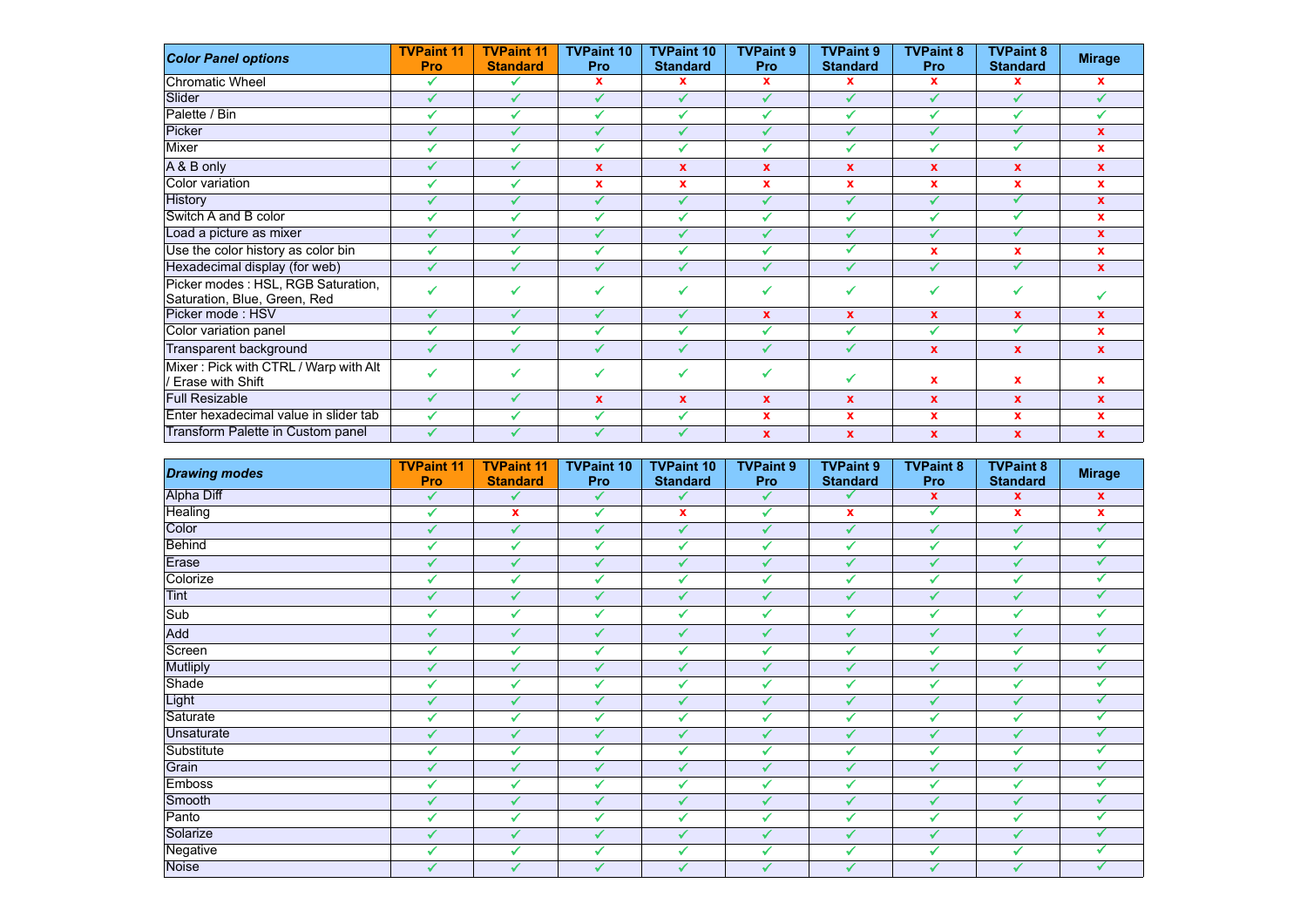| *Color Panel options* | TVPaint 11 Pro | TVPaint 11 Standard | TVPaint 10 Pro | TVPaint 10 Standard | TVPaint 9 Pro | TVPaint 9 Standard | TVPaint 8 Pro | TVPaint 8 Standard | Mirage |
|---|---|---|---|---|---|---|---|---|---|
| Chromatic Wheel | ✓ | ✓ | x | x | x | x | x | x | x |
| Slider | ✓ | ✓ | ✓ | ✓ | ✓ | ✓ | ✓ | ✓ | ✓ |
| Palette / Bin | ✓ | ✓ | ✓ | ✓ | ✓ | ✓ | ✓ | ✓ | ✓ |
| Picker | ✓ | ✓ | ✓ | ✓ | ✓ | ✓ | ✓ | ✓ | x |
| Mixer | ✓ | ✓ | ✓ | ✓ | ✓ | ✓ | ✓ | ✓ | x |
| A & B only | ✓ | ✓ | x | x | x | x | x | x | x |
| Color variation | ✓ | ✓ | x | x | x | x | x | x | x |
| History | ✓ | ✓ | ✓ | ✓ | ✓ | ✓ | ✓ | ✓ | x |
| Switch A and B color | ✓ | ✓ | ✓ | ✓ | ✓ | ✓ | ✓ | ✓ | x |
| Load a picture as mixer | ✓ | ✓ | ✓ | ✓ | ✓ | ✓ | ✓ | ✓ | x |
| Use the color history as color bin | ✓ | ✓ | ✓ | ✓ | ✓ | ✓ | x | x | x |
| Hexadecimal display (for web) | ✓ | ✓ | ✓ | ✓ | ✓ | ✓ | ✓ | ✓ | x |
| Picker modes : HSL, RGB Saturation, Saturation, Blue, Green, Red | ✓ | ✓ | ✓ | ✓ | ✓ | ✓ | ✓ | ✓ | ✓ |
| Picker mode : HSV | ✓ | ✓ | ✓ | ✓ | x | x | x | x | x |
| Color variation panel | ✓ | ✓ | ✓ | ✓ | ✓ | ✓ | ✓ | ✓ | x |
| Transparent background | ✓ | ✓ | ✓ | ✓ | ✓ | ✓ | x | x | x |
| Mixer : Pick with CTRL / Warp with Alt / Erase with Shift | ✓ | ✓ | ✓ | ✓ | ✓ | ✓ | x | x | x |
| Full Resizable | ✓ | ✓ | x | x | x | x | x | x | x |
| Enter hexadecimal value in slider tab | ✓ | ✓ | ✓ | ✓ | x | x | x | x | x |
| Transform Palette in Custom panel | ✓ | ✓ | ✓ | ✓ | x | x | x | x | x |

| *Drawing modes* | TVPaint 11 Pro | TVPaint 11 Standard | TVPaint 10 Pro | TVPaint 10 Standard | TVPaint 9 Pro | TVPaint 9 Standard | TVPaint 8 Pro | TVPaint 8 Standard | Mirage |
|---|---|---|---|---|---|---|---|---|---|
| Alpha Diff | ✓ | ✓ | ✓ | ✓ | ✓ | ✓ | x | x | x |
| Healing | ✓ | x | ✓ | x | ✓ | x | ✓ | x | x |
| Color | ✓ | ✓ | ✓ | ✓ | ✓ | ✓ | ✓ | ✓ | ✓ |
| Behind | ✓ | ✓ | ✓ | ✓ | ✓ | ✓ | ✓ | ✓ | ✓ |
| Erase | ✓ | ✓ | ✓ | ✓ | ✓ | ✓ | ✓ | ✓ | ✓ |
| Colorize | ✓ | ✓ | ✓ | ✓ | ✓ | ✓ | ✓ | ✓ | ✓ |
| Tint | ✓ | ✓ | ✓ | ✓ | ✓ | ✓ | ✓ | ✓ | ✓ |
| Sub | ✓ | ✓ | ✓ | ✓ | ✓ | ✓ | ✓ | ✓ | ✓ |
| Add | ✓ | ✓ | ✓ | ✓ | ✓ | ✓ | ✓ | ✓ | ✓ |
| Screen | ✓ | ✓ | ✓ | ✓ | ✓ | ✓ | ✓ | ✓ | ✓ |
| Mutliply | ✓ | ✓ | ✓ | ✓ | ✓ | ✓ | ✓ | ✓ | ✓ |
| Shade | ✓ | ✓ | ✓ | ✓ | ✓ | ✓ | ✓ | ✓ | ✓ |
| Light | ✓ | ✓ | ✓ | ✓ | ✓ | ✓ | ✓ | ✓ | ✓ |
| Saturate | ✓ | ✓ | ✓ | ✓ | ✓ | ✓ | ✓ | ✓ | ✓ |
| Unsaturate | ✓ | ✓ | ✓ | ✓ | ✓ | ✓ | ✓ | ✓ | ✓ |
| Substitute | ✓ | ✓ | ✓ | ✓ | ✓ | ✓ | ✓ | ✓ | ✓ |
| Grain | ✓ | ✓ | ✓ | ✓ | ✓ | ✓ | ✓ | ✓ | ✓ |
| Emboss | ✓ | ✓ | ✓ | ✓ | ✓ | ✓ | ✓ | ✓ | ✓ |
| Smooth | ✓ | ✓ | ✓ | ✓ | ✓ | ✓ | ✓ | ✓ | ✓ |
| Panto | ✓ | ✓ | ✓ | ✓ | ✓ | ✓ | ✓ | ✓ | ✓ |
| Solarize | ✓ | ✓ | ✓ | ✓ | ✓ | ✓ | ✓ | ✓ | ✓ |
| Negative | ✓ | ✓ | ✓ | ✓ | ✓ | ✓ | ✓ | ✓ | ✓ |
| Noise | ✓ | ✓ | ✓ | ✓ | ✓ | ✓ | ✓ | ✓ | ✓ |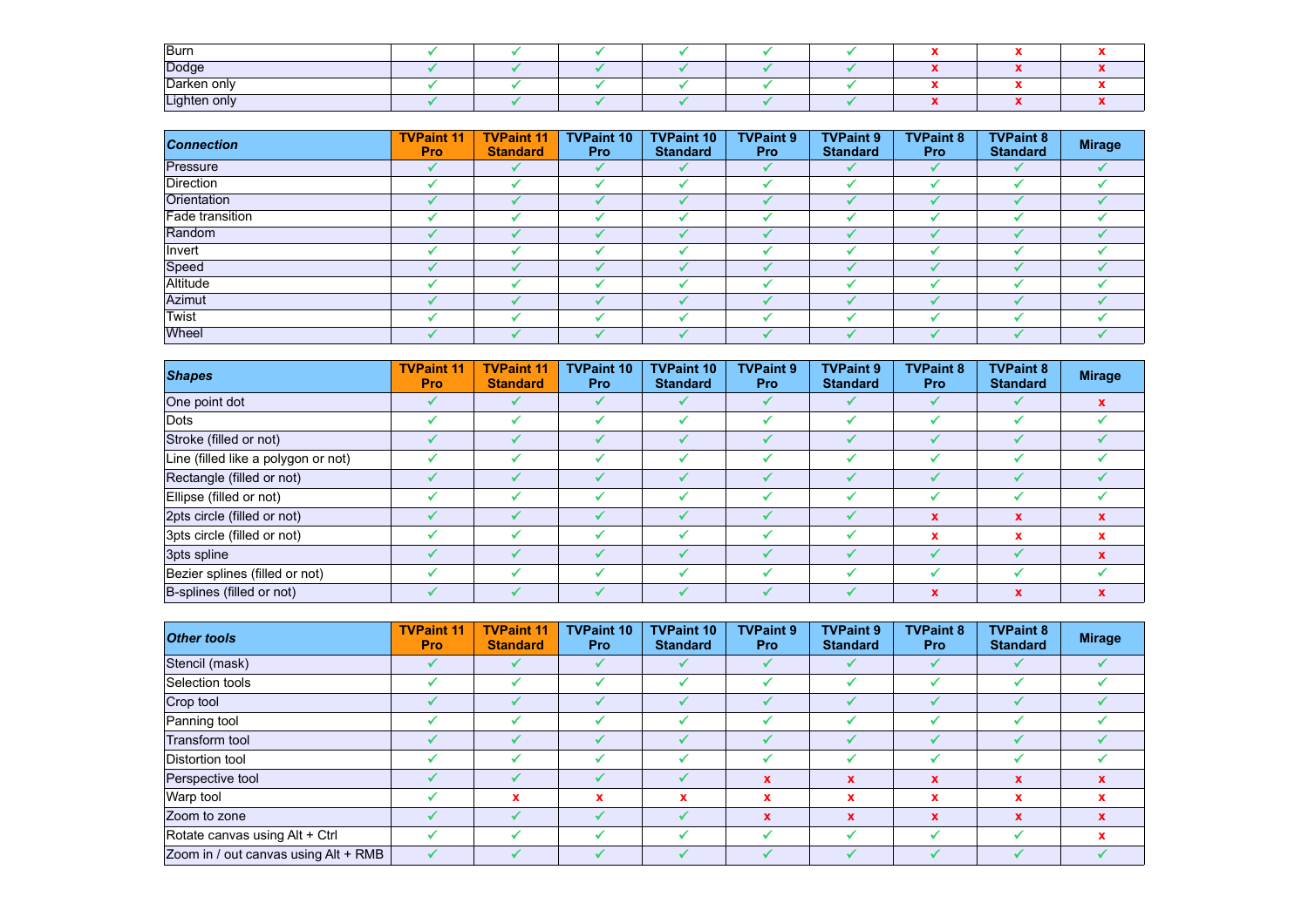| | | | | | | | | | |
|---|---|---|---|---|---|---|---|---|---|
| Burn | ✓ | ✓ | ✓ | ✓ | ✓ | ✓ | x | x | x |
| Dodge | ✓ | ✓ | ✓ | ✓ | ✓ | ✓ | x | x | x |
| Darken only | ✓ | ✓ | ✓ | ✓ | ✓ | ✓ | x | x | x |
| Lighten only | ✓ | ✓ | ✓ | ✓ | ✓ | ✓ | x | x | x |

| ***Connection*** | **TVPaint 11 Pro** | **TVPaint 11 Standard** | **TVPaint 10 Pro** | **TVPaint 10 Standard** | **TVPaint 9 Pro** | **TVPaint 9 Standard** | **TVPaint 8 Pro** | **TVPaint 8 Standard** | **Mirage** |
|---|---|---|---|---|---|---|---|---|---|
| Pressure | ✓ | ✓ | ✓ | ✓ | ✓ | ✓ | ✓ | ✓ | ✓ |
| Direction | ✓ | ✓ | ✓ | ✓ | ✓ | ✓ | ✓ | ✓ | ✓ |
| Orientation | ✓ | ✓ | ✓ | ✓ | ✓ | ✓ | ✓ | ✓ | ✓ |
| Fade transition | ✓ | ✓ | ✓ | ✓ | ✓ | ✓ | ✓ | ✓ | ✓ |
| Random | ✓ | ✓ | ✓ | ✓ | ✓ | ✓ | ✓ | ✓ | ✓ |
| Invert | ✓ | ✓ | ✓ | ✓ | ✓ | ✓ | ✓ | ✓ | ✓ |
| Speed | ✓ | ✓ | ✓ | ✓ | ✓ | ✓ | ✓ | ✓ | ✓ |
| Altitude | ✓ | ✓ | ✓ | ✓ | ✓ | ✓ | ✓ | ✓ | ✓ |
| Azimut | ✓ | ✓ | ✓ | ✓ | ✓ | ✓ | ✓ | ✓ | ✓ |
| Twist | ✓ | ✓ | ✓ | ✓ | ✓ | ✓ | ✓ | ✓ | ✓ |
| Wheel | ✓ | ✓ | ✓ | ✓ | ✓ | ✓ | ✓ | ✓ | ✓ |

| ***Shapes*** | **TVPaint 11 Pro** | **TVPaint 11 Standard** | **TVPaint 10 Pro** | **TVPaint 10 Standard** | **TVPaint 9 Pro** | **TVPaint 9 Standard** | **TVPaint 8 Pro** | **TVPaint 8 Standard** | **Mirage** |
|---|---|---|---|---|---|---|---|---|---|
| One point dot | ✓ | ✓ | ✓ | ✓ | ✓ | ✓ | ✓ | ✓ | x |
| Dots | ✓ | ✓ | ✓ | ✓ | ✓ | ✓ | ✓ | ✓ | ✓ |
| Stroke (filled or not) | ✓ | ✓ | ✓ | ✓ | ✓ | ✓ | ✓ | ✓ | ✓ |
| Line (filled like a polygon or not) | ✓ | ✓ | ✓ | ✓ | ✓ | ✓ | ✓ | ✓ | ✓ |
| Rectangle (filled or not) | ✓ | ✓ | ✓ | ✓ | ✓ | ✓ | ✓ | ✓ | ✓ |
| Ellipse (filled or not) | ✓ | ✓ | ✓ | ✓ | ✓ | ✓ | ✓ | ✓ | ✓ |
| 2pts circle (filled or not) | ✓ | ✓ | ✓ | ✓ | ✓ | ✓ | x | x | x |
| 3pts circle (filled or not) | ✓ | ✓ | ✓ | ✓ | ✓ | ✓ | x | x | x |
| 3pts spline | ✓ | ✓ | ✓ | ✓ | ✓ | ✓ | ✓ | ✓ | x |
| Bezier splines (filled or not) | ✓ | ✓ | ✓ | ✓ | ✓ | ✓ | ✓ | ✓ | ✓ |
| B-splines (filled or not) | ✓ | ✓ | ✓ | ✓ | ✓ | ✓ | x | x | x |

| ***Other tools*** | **TVPaint 11 Pro** | **TVPaint 11 Standard** | **TVPaint 10 Pro** | **TVPaint 10 Standard** | **TVPaint 9 Pro** | **TVPaint 9 Standard** | **TVPaint 8 Pro** | **TVPaint 8 Standard** | **Mirage** |
|---|---|---|---|---|---|---|---|---|---|
| Stencil (mask) | ✓ | ✓ | ✓ | ✓ | ✓ | ✓ | ✓ | ✓ | ✓ |
| Selection tools | ✓ | ✓ | ✓ | ✓ | ✓ | ✓ | ✓ | ✓ | ✓ |
| Crop tool | ✓ | ✓ | ✓ | ✓ | ✓ | ✓ | ✓ | ✓ | ✓ |
| Panning tool | ✓ | ✓ | ✓ | ✓ | ✓ | ✓ | ✓ | ✓ | ✓ |
| Transform tool | ✓ | ✓ | ✓ | ✓ | ✓ | ✓ | ✓ | ✓ | ✓ |
| Distortion tool | ✓ | ✓ | ✓ | ✓ | ✓ | ✓ | ✓ | ✓ | ✓ |
| Perspective tool | ✓ | ✓ | ✓ | ✓ | x | x | x | x | x |
| Warp tool | ✓ | x | x | x | x | x | x | x | x |
| Zoom to zone | ✓ | ✓ | ✓ | ✓ | x | x | x | x | x |
| Rotate canvas using Alt + Ctrl | ✓ | ✓ | ✓ | ✓ | ✓ | ✓ | ✓ | ✓ | x |
| Zoom in / out canvas using Alt + RMB | ✓ | ✓ | ✓ | ✓ | ✓ | ✓ | ✓ | ✓ | ✓ |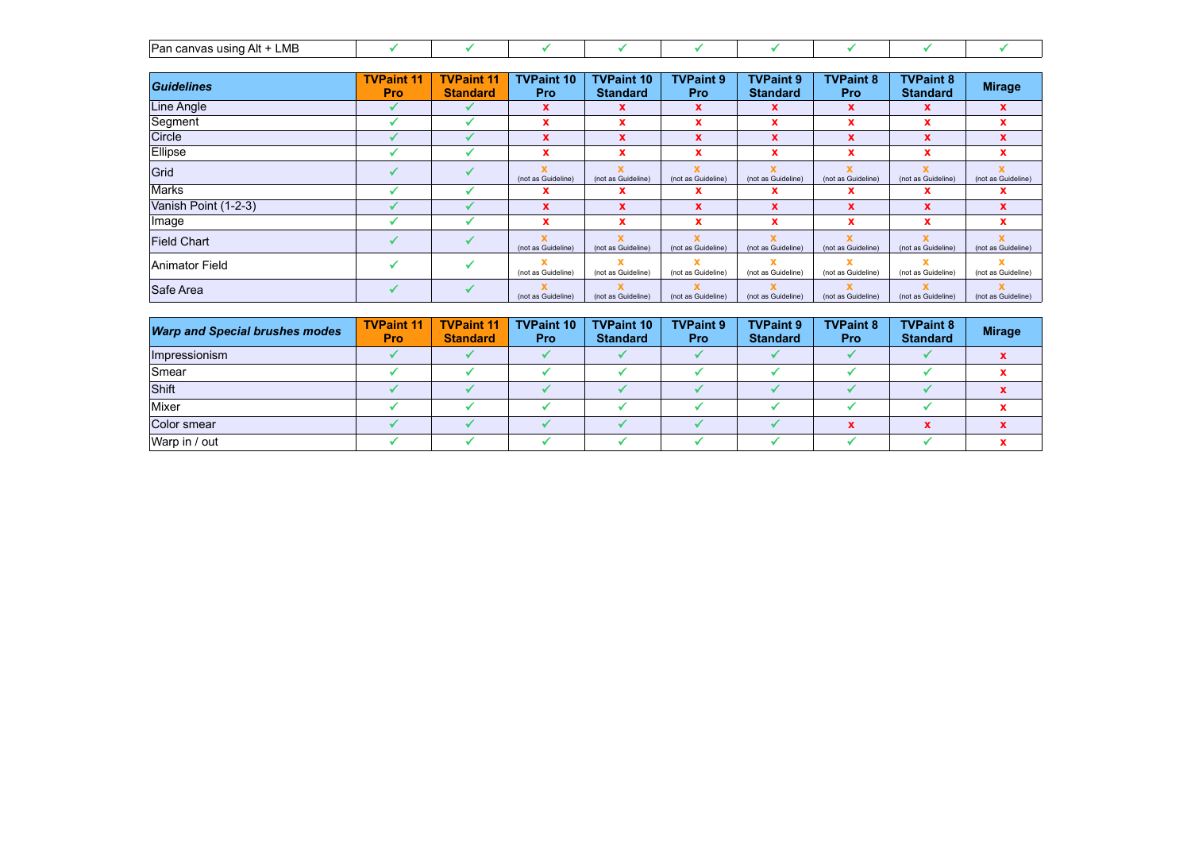| Pan canvas using Alt + LMB | ✓ | ✓ | ✓ | ✓ | ✓ | ✓ | ✓ | ✓ | ✓ |
|---|---|---|---|---|---|---|---|---|---|

| ***Guidelines*** | **TVPaint 11 Pro** | **TVPaint 11 Standard** | **TVPaint 10 Pro** | **TVPaint 10 Standard** | **TVPaint 9 Pro** | **TVPaint 9 Standard** | **TVPaint 8 Pro** | **TVPaint 8 Standard** | **Mirage** |
|---|---|---|---|---|---|---|---|---|---|
| Line Angle | ✓ | ✓ | x | x | x | x | x | x | x |
| Segment | ✓ | ✓ | x | x | x | x | x | x | x |
| Circle | ✓ | ✓ | x | x | x | x | x | x | x |
| Ellipse | ✓ | ✓ | x | x | x | x | x | x | x |
| Grid | ✓ | ✓ | x (not as Guideline) | x (not as Guideline) | x (not as Guideline) | x (not as Guideline) | x (not as Guideline) | x (not as Guideline) | x (not as Guideline) |
| Marks | ✓ | ✓ | x | x | x | x | x | x | x |
| Vanish Point (1-2-3) | ✓ | ✓ | x | x | x | x | x | x | x |
| Image | ✓ | ✓ | x | x | x | x | x | x | x |
| Field Chart | ✓ | ✓ | x (not as Guideline) | x (not as Guideline) | x (not as Guideline) | x (not as Guideline) | x (not as Guideline) | x (not as Guideline) | x (not as Guideline) |
| Animator Field | ✓ | ✓ | x (not as Guideline) | x (not as Guideline) | x (not as Guideline) | x (not as Guideline) | x (not as Guideline) | x (not as Guideline) | x (not as Guideline) |
| Safe Area | ✓ | ✓ | x (not as Guideline) | x (not as Guideline) | x (not as Guideline) | x (not as Guideline) | x (not as Guideline) | x (not as Guideline) | x (not as Guideline) |

| ***Warp and Special brushes modes*** | **TVPaint 11 Pro** | **TVPaint 11 Standard** | **TVPaint 10 Pro** | **TVPaint 10 Standard** | **TVPaint 9 Pro** | **TVPaint 9 Standard** | **TVPaint 8 Pro** | **TVPaint 8 Standard** | **Mirage** |
|---|---|---|---|---|---|---|---|---|---|
| Impressionism | ✓ | ✓ | ✓ | ✓ | ✓ | ✓ | ✓ | ✓ | x |
| Smear | ✓ | ✓ | ✓ | ✓ | ✓ | ✓ | ✓ | ✓ | x |
| Shift | ✓ | ✓ | ✓ | ✓ | ✓ | ✓ | ✓ | ✓ | x |
| Mixer | ✓ | ✓ | ✓ | ✓ | ✓ | ✓ | ✓ | ✓ | x |
| Color smear | ✓ | ✓ | ✓ | ✓ | ✓ | ✓ | x | x | x |
| Warp in / out | ✓ | ✓ | ✓ | ✓ | ✓ | ✓ | ✓ | ✓ | x |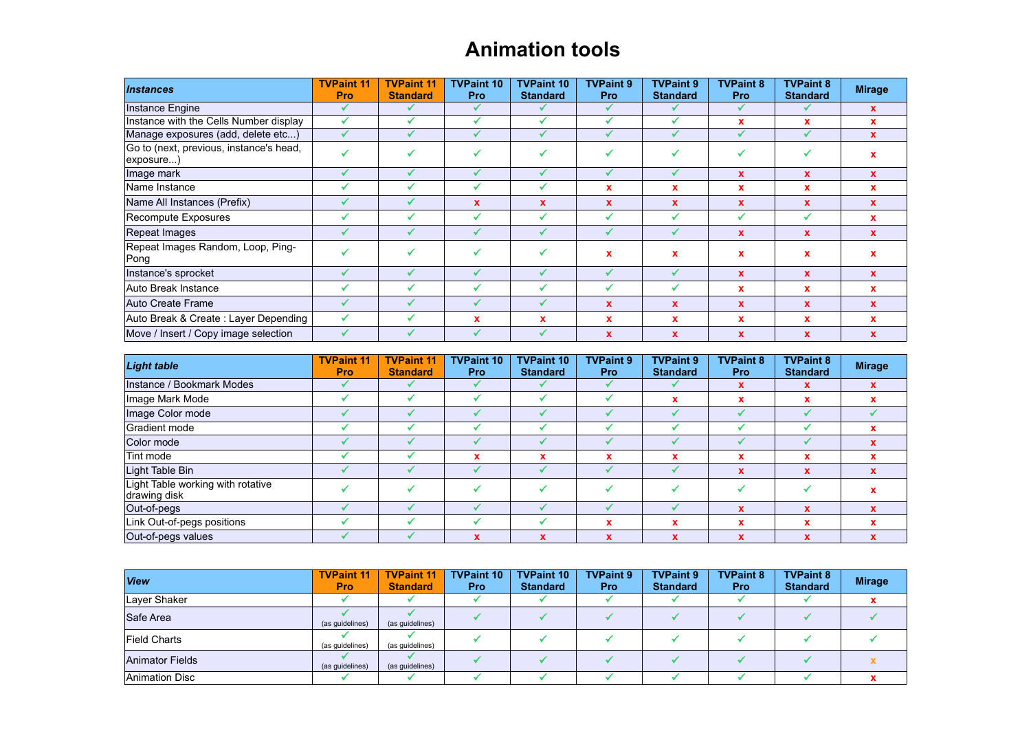# Animation tools

| *Instances* | TVPaint 11 Pro | TVPaint 11 Standard | TVPaint 10 Pro | TVPaint 10 Standard | TVPaint 9 Pro | TVPaint 9 Standard | TVPaint 8 Pro | TVPaint 8 Standard | Mirage |
|---|---|---|---|---|---|---|---|---|---|
| Instance Engine | ✓ | ✓ | ✓ | ✓ | ✓ | ✓ | ✓ | ✓ | x |
| Instance with the Cells Number display | ✓ | ✓ | ✓ | ✓ | ✓ | ✓ | x | x | x |
| Manage exposures (add, delete etc...) | ✓ | ✓ | ✓ | ✓ | ✓ | ✓ | ✓ | ✓ | x |
| Go to (next, previous, instance's head, exposure...) | ✓ | ✓ | ✓ | ✓ | ✓ | ✓ | ✓ | ✓ | x |
| Image mark | ✓ | ✓ | ✓ | ✓ | ✓ | ✓ | x | x | x |
| Name Instance | ✓ | ✓ | ✓ | ✓ | x | x | x | x | x |
| Name All Instances (Prefix) | ✓ | ✓ | x | x | x | x | x | x | x |
| Recompute Exposures | ✓ | ✓ | ✓ | ✓ | ✓ | ✓ | ✓ | ✓ | x |
| Repeat Images | ✓ | ✓ | ✓ | ✓ | ✓ | ✓ | x | x | x |
| Repeat Images Random, Loop, Ping-Pong | ✓ | ✓ | ✓ | ✓ | x | x | x | x | x |
| Instance's sprocket | ✓ | ✓ | ✓ | ✓ | ✓ | ✓ | x | x | x |
| Auto Break Instance | ✓ | ✓ | ✓ | ✓ | ✓ | ✓ | x | x | x |
| Auto Create Frame | ✓ | ✓ | ✓ | ✓ | x | x | x | x | x |
| Auto Break & Create : Layer Depending | ✓ | ✓ | x | x | x | x | x | x | x |
| Move / Insert / Copy image selection | ✓ | ✓ | ✓ | ✓ | x | x | x | x | x |

| *Light table* | TVPaint 11 Pro | TVPaint 11 Standard | TVPaint 10 Pro | TVPaint 10 Standard | TVPaint 9 Pro | TVPaint 9 Standard | TVPaint 8 Pro | TVPaint 8 Standard | Mirage |
|---|---|---|---|---|---|---|---|---|---|
| Instance / Bookmark Modes | ✓ | ✓ | ✓ | ✓ | ✓ | ✓ | x | x | x |
| Image Mark Mode | ✓ | ✓ | ✓ | ✓ | ✓ | x | x | x | x |
| Image Color mode | ✓ | ✓ | ✓ | ✓ | ✓ | ✓ | ✓ | ✓ | ✓ |
| Gradient mode | ✓ | ✓ | ✓ | ✓ | ✓ | ✓ | ✓ | ✓ | x |
| Color mode | ✓ | ✓ | ✓ | ✓ | ✓ | ✓ | ✓ | ✓ | x |
| Tint mode | ✓ | ✓ | x | x | x | x | x | x | x |
| Light Table Bin | ✓ | ✓ | ✓ | ✓ | ✓ | ✓ | x | x | x |
| Light Table working with rotative drawing disk | ✓ | ✓ | ✓ | ✓ | ✓ | ✓ | ✓ | ✓ | x |
| Out-of-pegs | ✓ | ✓ | ✓ | ✓ | ✓ | ✓ | x | x | x |
| Link Out-of-pegs positions | ✓ | ✓ | ✓ | ✓ | x | x | x | x | x |
| Out-of-pegs values | ✓ | ✓ | x | x | x | x | x | x | x |

| *View* | TVPaint 11 Pro | TVPaint 11 Standard | TVPaint 10 Pro | TVPaint 10 Standard | TVPaint 9 Pro | TVPaint 9 Standard | TVPaint 8 Pro | TVPaint 8 Standard | Mirage |
|---|---|---|---|---|---|---|---|---|---|
| Layer Shaker | ✓ | ✓ | ✓ | ✓ | ✓ | ✓ | ✓ | ✓ | x |
| Safe Area | ✓ (as guidelines) | ✓ (as guidelines) | ✓ | ✓ | ✓ | ✓ | ✓ | ✓ | ✓ |
| Field Charts | ✓ (as guidelines) | ✓ (as guidelines) | ✓ | ✓ | ✓ | ✓ | ✓ | ✓ | ✓ |
| Animator Fields | ✓ (as guidelines) | ✓ (as guidelines) | ✓ | ✓ | ✓ | ✓ | ✓ | ✓ | x |
| Animation Disc | ✓ | ✓ | ✓ | ✓ | ✓ | ✓ | ✓ | ✓ | x |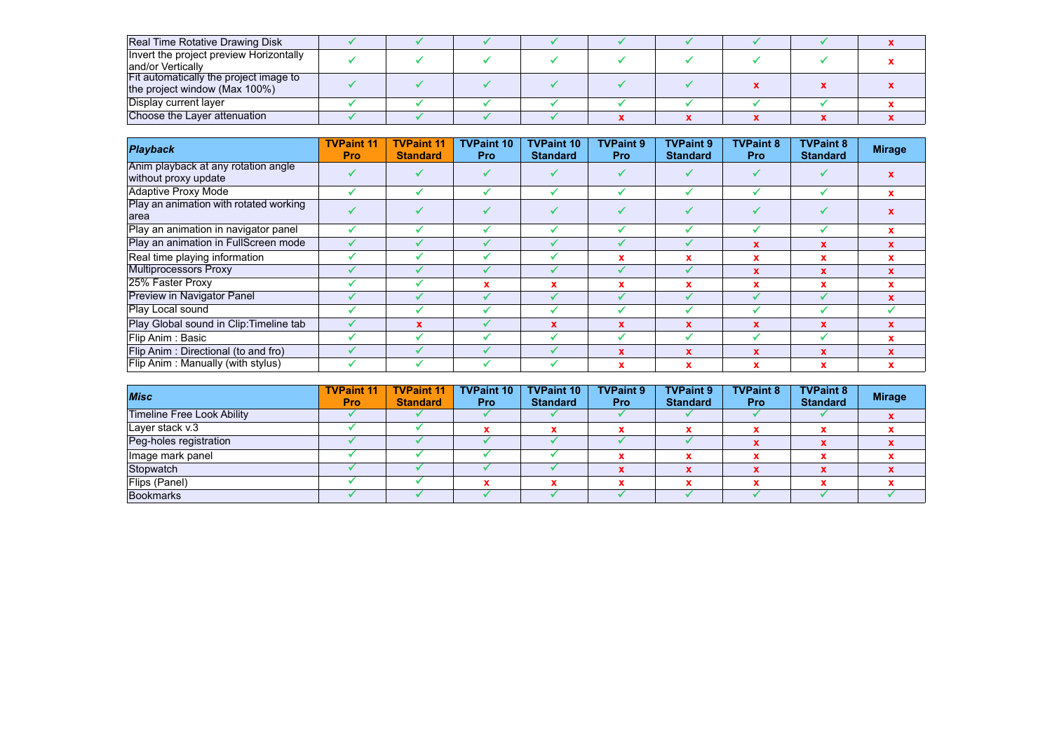| | | | | | | | | | |
|---|---|---|---|---|---|---|---|---|---|
| Real Time Rotative Drawing Disk | ✓ | ✓ | ✓ | ✓ | ✓ | ✓ | ✓ | ✓ | x |
| Invert the project preview Horizontally and/or Vertically | ✓ | ✓ | ✓ | ✓ | ✓ | ✓ | ✓ | ✓ | x |
| Fit automatically the project image to the project window (Max 100%) | ✓ | ✓ | ✓ | ✓ | ✓ | ✓ | x | x | x |
| Display current layer | ✓ | ✓ | ✓ | ✓ | ✓ | ✓ | ✓ | ✓ | x |
| Choose the Layer attenuation | ✓ | ✓ | ✓ | ✓ | x | x | x | x | x |

| ***Playback*** | **TVPaint 11 Pro** | **TVPaint 11 Standard** | **TVPaint 10 Pro** | **TVPaint 10 Standard** | **TVPaint 9 Pro** | **TVPaint 9 Standard** | **TVPaint 8 Pro** | **TVPaint 8 Standard** | **Mirage** |
|---|---|---|---|---|---|---|---|---|---|
| Anim playback at any rotation angle without proxy update | ✓ | ✓ | ✓ | ✓ | ✓ | ✓ | ✓ | ✓ | x |
| Adaptive Proxy Mode | ✓ | ✓ | ✓ | ✓ | ✓ | ✓ | ✓ | ✓ | x |
| Play an animation with rotated working area | ✓ | ✓ | ✓ | ✓ | ✓ | ✓ | ✓ | ✓ | x |
| Play an animation in navigator panel | ✓ | ✓ | ✓ | ✓ | ✓ | ✓ | ✓ | ✓ | x |
| Play an animation in FullScreen mode | ✓ | ✓ | ✓ | ✓ | ✓ | ✓ | x | x | x |
| Real time playing information | ✓ | ✓ | ✓ | ✓ | x | x | x | x | x |
| Multiprocessors Proxy | ✓ | ✓ | ✓ | ✓ | ✓ | ✓ | x | x | x |
| 25% Faster Proxy | ✓ | ✓ | x | x | x | x | x | x | x |
| Preview in Navigator Panel | ✓ | ✓ | ✓ | ✓ | ✓ | ✓ | ✓ | ✓ | x |
| Play Local sound | ✓ | ✓ | ✓ | ✓ | ✓ | ✓ | ✓ | ✓ | ✓ |
| Play Global sound in Clip:Timeline tab | ✓ | x | ✓ | x | x | x | x | x | x |
| Flip Anim : Basic | ✓ | ✓ | ✓ | ✓ | ✓ | ✓ | ✓ | ✓ | x |
| Flip Anim : Directional (to and fro) | ✓ | ✓ | ✓ | ✓ | x | x | x | x | x |
| Flip Anim : Manually (with stylus) | ✓ | ✓ | ✓ | ✓ | x | x | x | x | x |

| ***Misc*** | **TVPaint 11 Pro** | **TVPaint 11 Standard** | **TVPaint 10 Pro** | **TVPaint 10 Standard** | **TVPaint 9 Pro** | **TVPaint 9 Standard** | **TVPaint 8 Pro** | **TVPaint 8 Standard** | **Mirage** |
|---|---|---|---|---|---|---|---|---|---|
| Timeline Free Look Ability | ✓ | ✓ | ✓ | ✓ | ✓ | ✓ | ✓ | ✓ | x |
| Layer stack v.3 | ✓ | ✓ | x | x | x | x | x | x | x |
| Peg-holes registration | ✓ | ✓ | ✓ | ✓ | ✓ | ✓ | x | x | x |
| Image mark panel | ✓ | ✓ | ✓ | ✓ | x | x | x | x | x |
| Stopwatch | ✓ | ✓ | ✓ | ✓ | x | x | x | x | x |
| Flips (Panel) | ✓ | ✓ | x | x | x | x | x | x | x |
| Bookmarks | ✓ | ✓ | ✓ | ✓ | ✓ | ✓ | ✓ | ✓ | ✓ |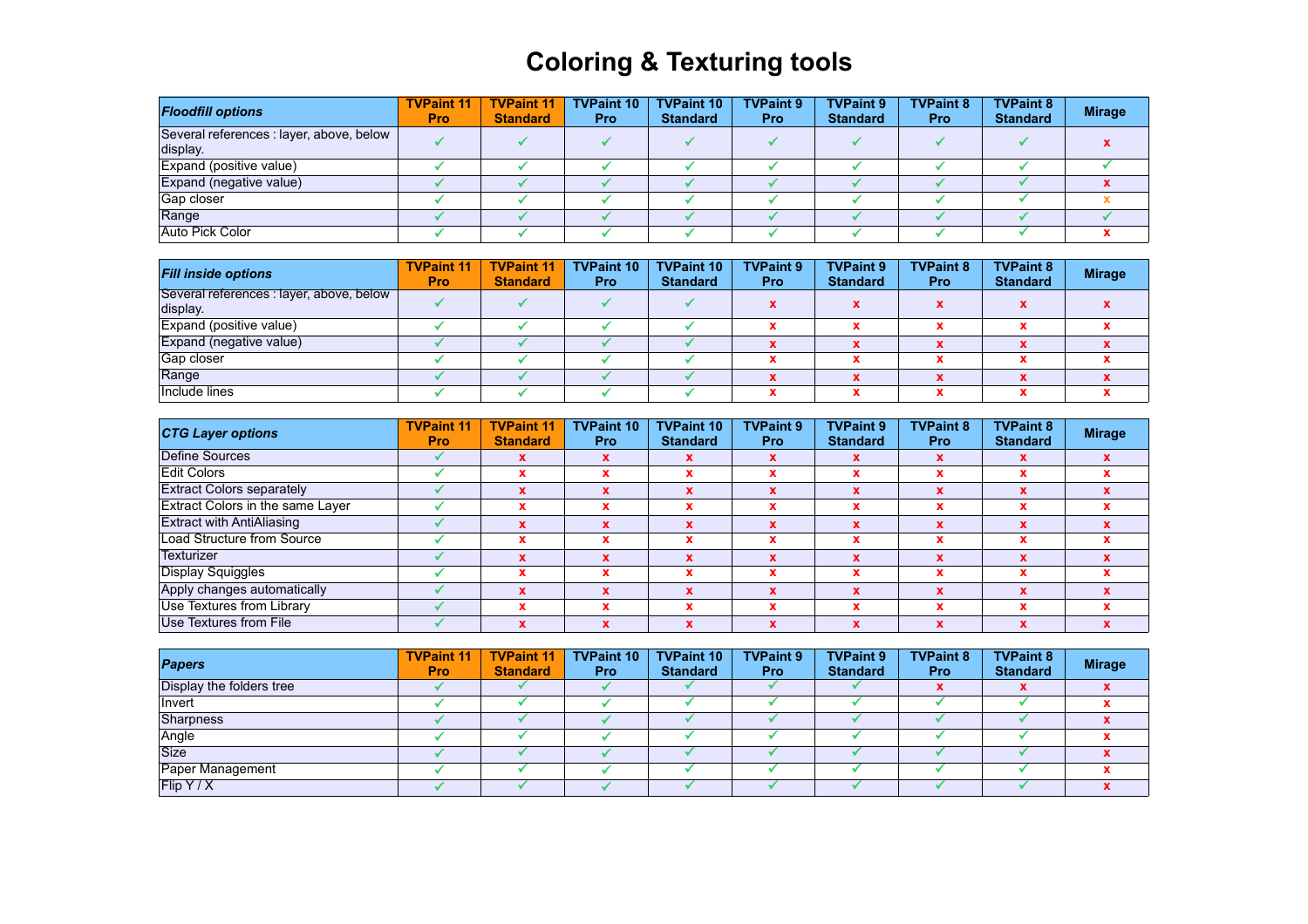# Coloring & Texturing tools

| *Floodfill options* | TVPaint 11 Pro | TVPaint 11 Standard | TVPaint 10 Pro | TVPaint 10 Standard | TVPaint 9 Pro | TVPaint 9 Standard | TVPaint 8 Pro | TVPaint 8 Standard | Mirage |
|---|---|---|---|---|---|---|---|---|---|
| Several references : layer, above, below display. | ✓ | ✓ | ✓ | ✓ | ✓ | ✓ | ✓ | ✓ | x |
| Expand (positive value) | ✓ | ✓ | ✓ | ✓ | ✓ | ✓ | ✓ | ✓ | ✓ |
| Expand (negative value) | ✓ | ✓ | ✓ | ✓ | ✓ | ✓ | ✓ | ✓ | x |
| Gap closer | ✓ | ✓ | ✓ | ✓ | ✓ | ✓ | ✓ | ✓ | x |
| Range | ✓ | ✓ | ✓ | ✓ | ✓ | ✓ | ✓ | ✓ | ✓ |
| Auto Pick Color | ✓ | ✓ | ✓ | ✓ | ✓ | ✓ | ✓ | ✓ | x |

| *Fill inside options* | TVPaint 11 Pro | TVPaint 11 Standard | TVPaint 10 Pro | TVPaint 10 Standard | TVPaint 9 Pro | TVPaint 9 Standard | TVPaint 8 Pro | TVPaint 8 Standard | Mirage |
|---|---|---|---|---|---|---|---|---|---|
| Several references : layer, above, below display. | ✓ | ✓ | ✓ | ✓ | x | x | x | x | x |
| Expand (positive value) | ✓ | ✓ | ✓ | ✓ | x | x | x | x | x |
| Expand (negative value) | ✓ | ✓ | ✓ | ✓ | x | x | x | x | x |
| Gap closer | ✓ | ✓ | ✓ | ✓ | x | x | x | x | x |
| Range | ✓ | ✓ | ✓ | ✓ | x | x | x | x | x |
| Include lines | ✓ | ✓ | ✓ | ✓ | x | x | x | x | x |

| *CTG Layer options* | TVPaint 11 Pro | TVPaint 11 Standard | TVPaint 10 Pro | TVPaint 10 Standard | TVPaint 9 Pro | TVPaint 9 Standard | TVPaint 8 Pro | TVPaint 8 Standard | Mirage |
|---|---|---|---|---|---|---|---|---|---|
| Define Sources | ✓ | x | x | x | x | x | x | x | x |
| Edit Colors | ✓ | x | x | x | x | x | x | x | x |
| Extract Colors separately | ✓ | x | x | x | x | x | x | x | x |
| Extract Colors in the same Layer | ✓ | x | x | x | x | x | x | x | x |
| Extract with AntiAliasing | ✓ | x | x | x | x | x | x | x | x |
| Load Structure from Source | ✓ | x | x | x | x | x | x | x | x |
| Texturizer | ✓ | x | x | x | x | x | x | x | x |
| Display Squiggles | ✓ | x | x | x | x | x | x | x | x |
| Apply changes automatically | ✓ | x | x | x | x | x | x | x | x |
| Use Textures from Library | ✓ | x | x | x | x | x | x | x | x |
| Use Textures from File | ✓ | x | x | x | x | x | x | x | x |

| *Papers* | TVPaint 11 Pro | TVPaint 11 Standard | TVPaint 10 Pro | TVPaint 10 Standard | TVPaint 9 Pro | TVPaint 9 Standard | TVPaint 8 Pro | TVPaint 8 Standard | Mirage |
|---|---|---|---|---|---|---|---|---|---|
| Display the folders tree | ✓ | ✓ | ✓ | ✓ | ✓ | ✓ | x | x | x |
| Invert | ✓ | ✓ | ✓ | ✓ | ✓ | ✓ | ✓ | ✓ | x |
| Sharpness | ✓ | ✓ | ✓ | ✓ | ✓ | ✓ | ✓ | ✓ | x |
| Angle | ✓ | ✓ | ✓ | ✓ | ✓ | ✓ | ✓ | ✓ | x |
| Size | ✓ | ✓ | ✓ | ✓ | ✓ | ✓ | ✓ | ✓ | x |
| Paper Management | ✓ | ✓ | ✓ | ✓ | ✓ | ✓ | ✓ | ✓ | x |
| Flip Y / X | ✓ | ✓ | ✓ | ✓ | ✓ | ✓ | ✓ | ✓ | x |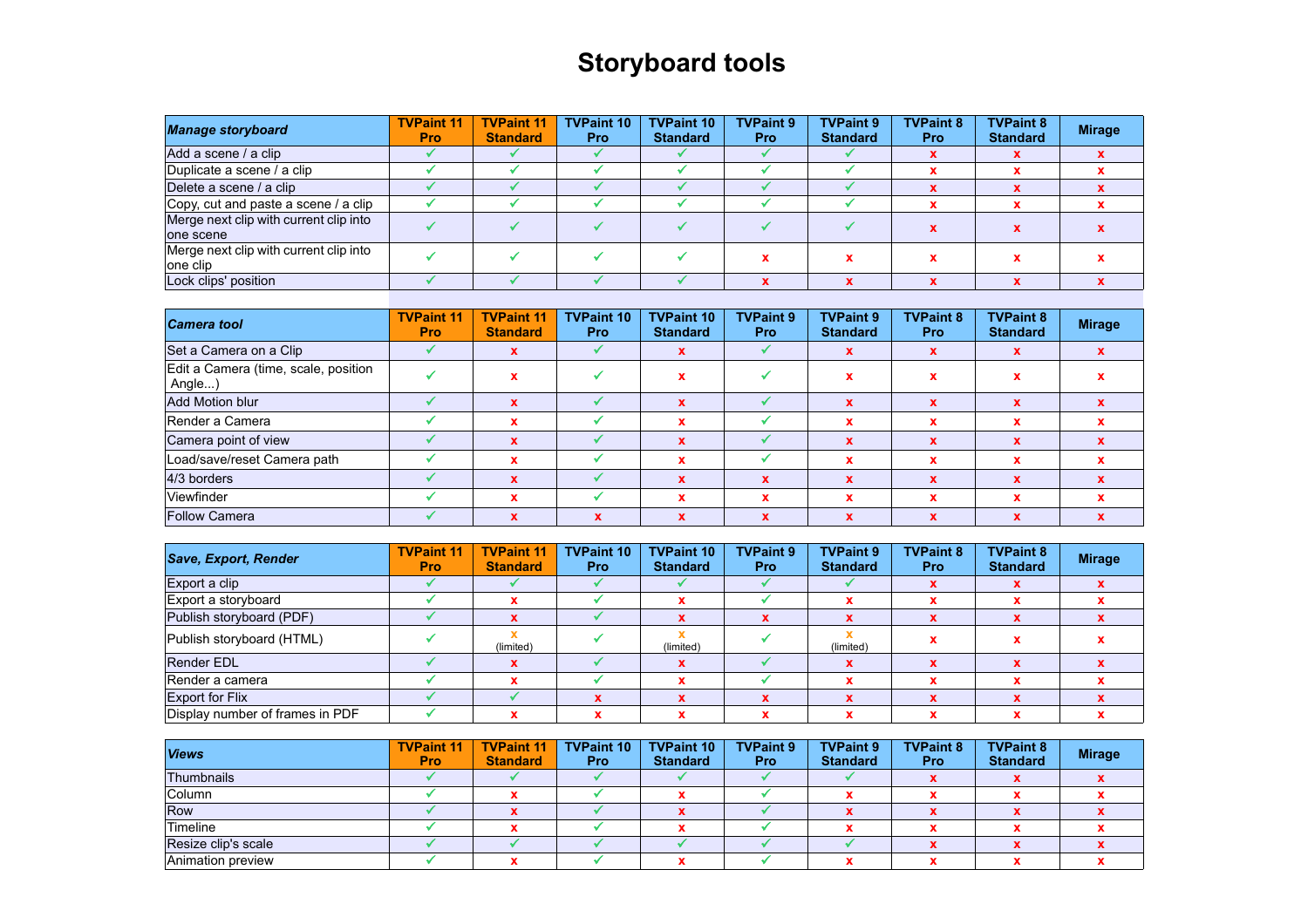# Storyboard tools

| *Manage storyboard* | TVPaint 11 Pro | TVPaint 11 Standard | TVPaint 10 Pro | TVPaint 10 Standard | TVPaint 9 Pro | TVPaint 9 Standard | TVPaint 8 Pro | TVPaint 8 Standard | Mirage |
|---|---|---|---|---|---|---|---|---|---|
| Add a scene / a clip | ✓ | ✓ | ✓ | ✓ | ✓ | ✓ | x | x | x |
| Duplicate a scene / a clip | ✓ | ✓ | ✓ | ✓ | ✓ | ✓ | x | x | x |
| Delete a scene / a clip | ✓ | ✓ | ✓ | ✓ | ✓ | ✓ | x | x | x |
| Copy, cut and paste a scene / a clip | ✓ | ✓ | ✓ | ✓ | ✓ | ✓ | x | x | x |
| Merge next clip with current clip into one scene | ✓ | ✓ | ✓ | ✓ | ✓ | ✓ | x | x | x |
| Merge next clip with current clip into one clip | ✓ | ✓ | ✓ | ✓ | x | x | x | x | x |
| Lock clips' position | ✓ | ✓ | ✓ | ✓ | x | x | x | x | x |

| *Camera tool* | TVPaint 11 Pro | TVPaint 11 Standard | TVPaint 10 Pro | TVPaint 10 Standard | TVPaint 9 Pro | TVPaint 9 Standard | TVPaint 8 Pro | TVPaint 8 Standard | Mirage |
|---|---|---|---|---|---|---|---|---|---|
| Set a Camera on a Clip | ✓ | x | ✓ | x | ✓ | x | x | x | x |
| Edit a Camera (time, scale, position Angle...) | ✓ | x | ✓ | x | ✓ | x | x | x | x |
| Add Motion blur | ✓ | x | ✓ | x | ✓ | x | x | x | x |
| Render a Camera | ✓ | x | ✓ | x | ✓ | x | x | x | x |
| Camera point of view | ✓ | x | ✓ | x | ✓ | x | x | x | x |
| Load/save/reset Camera path | ✓ | x | ✓ | x | ✓ | x | x | x | x |
| 4/3 borders | ✓ | x | ✓ | x | x | x | x | x | x |
| Viewfinder | ✓ | x | ✓ | x | x | x | x | x | x |
| Follow Camera | ✓ | x | x | x | x | x | x | x | x |

| *Save, Export, Render* | TVPaint 11 Pro | TVPaint 11 Standard | TVPaint 10 Pro | TVPaint 10 Standard | TVPaint 9 Pro | TVPaint 9 Standard | TVPaint 8 Pro | TVPaint 8 Standard | Mirage |
|---|---|---|---|---|---|---|---|---|---|
| Export a clip | ✓ | ✓ | ✓ | ✓ | ✓ | ✓ | x | x | x |
| Export a storyboard | ✓ | x | ✓ | x | ✓ | x | x | x | x |
| Publish storyboard (PDF) | ✓ | x | ✓ | x | x | x | x | x | x |
| Publish storyboard (HTML) | ✓ | x (limited) | ✓ | x (limited) | ✓ | x (limited) | x | x | x |
| Render EDL | ✓ | x | ✓ | x | ✓ | x | x | x | x |
| Render a camera | ✓ | x | ✓ | x | ✓ | x | x | x | x |
| Export for Flix | ✓ | ✓ | x | x | x | x | x | x | x |
| Display number of frames in PDF | ✓ | x | x | x | x | x | x | x | x |

| *Views* | TVPaint 11 Pro | TVPaint 11 Standard | TVPaint 10 Pro | TVPaint 10 Standard | TVPaint 9 Pro | TVPaint 9 Standard | TVPaint 8 Pro | TVPaint 8 Standard | Mirage |
|---|---|---|---|---|---|---|---|---|---|
| Thumbnails | ✓ | ✓ | ✓ | ✓ | ✓ | ✓ | x | x | x |
| Column | ✓ | x | ✓ | x | ✓ | x | x | x | x |
| Row | ✓ | x | ✓ | x | ✓ | x | x | x | x |
| Timeline | ✓ | x | ✓ | x | ✓ | x | x | x | x |
| Resize clip's scale | ✓ | ✓ | ✓ | ✓ | ✓ | ✓ | x | x | x |
| Animation preview | ✓ | x | ✓ | x | ✓ | x | x | x | x |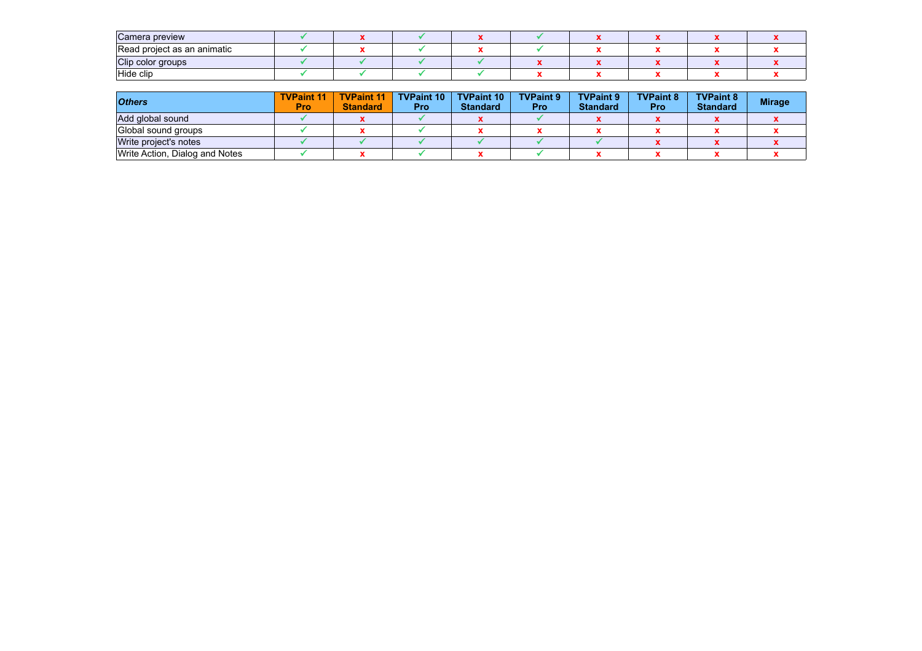| | | | | | | | | | |
|---|---|---|---|---|---|---|---|---|---|
| Camera preview | ✓ | x | ✓ | x | ✓ | x | x | x | x |
| Read project as an animatic | ✓ | x | ✓ | x | ✓ | x | x | x | x |
| Clip color groups | ✓ | ✓ | ✓ | ✓ | x | x | x | x | x |
| Hide clip | ✓ | ✓ | ✓ | ✓ | x | x | x | x | x |

| *Others* | TVPaint 11 Pro | TVPaint 11 Standard | TVPaint 10 Pro | TVPaint 10 Standard | TVPaint 9 Pro | TVPaint 9 Standard | TVPaint 8 Pro | TVPaint 8 Standard | Mirage |
|---|---|---|---|---|---|---|---|---|---|
| Add global sound | ✓ | x | ✓ | x | ✓ | x | x | x | x |
| Global sound groups | ✓ | x | ✓ | x | x | x | x | x | x |
| Write project's notes | ✓ | ✓ | ✓ | ✓ | ✓ | ✓ | x | x | x |
| Write Action, Dialog and Notes | ✓ | x | ✓ | x | ✓ | x | x | x | x |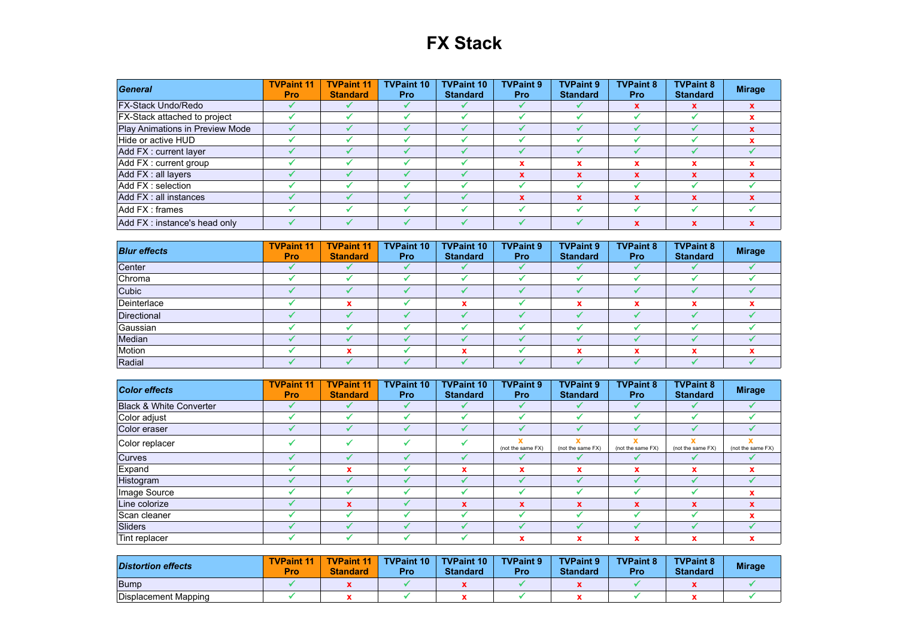# FX Stack

| *General* | TVPaint 11 Pro | TVPaint 11 Standard | TVPaint 10 Pro | TVPaint 10 Standard | TVPaint 9 Pro | TVPaint 9 Standard | TVPaint 8 Pro | TVPaint 8 Standard | Mirage |
|---|---|---|---|---|---|---|---|---|---|
| FX-Stack Undo/Redo | ✓ | ✓ | ✓ | ✓ | ✓ | ✓ | x | x | x |
| FX-Stack attached to project | ✓ | ✓ | ✓ | ✓ | ✓ | ✓ | ✓ | ✓ | x |
| Play Animations in Preview Mode | ✓ | ✓ | ✓ | ✓ | ✓ | ✓ | ✓ | ✓ | x |
| Hide or active HUD | ✓ | ✓ | ✓ | ✓ | ✓ | ✓ | ✓ | ✓ | x |
| Add FX : current layer | ✓ | ✓ | ✓ | ✓ | ✓ | ✓ | ✓ | ✓ | ✓ |
| Add FX : current group | ✓ | ✓ | ✓ | ✓ | x | x | x | x | x |
| Add FX : all layers | ✓ | ✓ | ✓ | ✓ | x | x | x | x | x |
| Add FX : selection | ✓ | ✓ | ✓ | ✓ | ✓ | ✓ | ✓ | ✓ | ✓ |
| Add FX : all instances | ✓ | ✓ | ✓ | ✓ | x | x | x | x | x |
| Add FX : frames | ✓ | ✓ | ✓ | ✓ | ✓ | ✓ | ✓ | ✓ | ✓ |
| Add FX : instance's head only | ✓ | ✓ | ✓ | ✓ | ✓ | ✓ | x | x | x |

| *Blur effects* | TVPaint 11 Pro | TVPaint 11 Standard | TVPaint 10 Pro | TVPaint 10 Standard | TVPaint 9 Pro | TVPaint 9 Standard | TVPaint 8 Pro | TVPaint 8 Standard | Mirage |
|---|---|---|---|---|---|---|---|---|---|
| Center | ✓ | ✓ | ✓ | ✓ | ✓ | ✓ | ✓ | ✓ | ✓ |
| Chroma | ✓ | ✓ | ✓ | ✓ | ✓ | ✓ | ✓ | ✓ | ✓ |
| Cubic | ✓ | ✓ | ✓ | ✓ | ✓ | ✓ | ✓ | ✓ | ✓ |
| Deinterlace | ✓ | x | ✓ | x | ✓ | x | x | x | x |
| Directional | ✓ | ✓ | ✓ | ✓ | ✓ | ✓ | ✓ | ✓ | ✓ |
| Gaussian | ✓ | ✓ | ✓ | ✓ | ✓ | ✓ | ✓ | ✓ | ✓ |
| Median | ✓ | ✓ | ✓ | ✓ | ✓ | ✓ | ✓ | ✓ | ✓ |
| Motion | ✓ | x | ✓ | x | ✓ | x | x | x | x |
| Radial | ✓ | ✓ | ✓ | ✓ | ✓ | ✓ | ✓ | ✓ | ✓ |

| *Color effects* | TVPaint 11 Pro | TVPaint 11 Standard | TVPaint 10 Pro | TVPaint 10 Standard | TVPaint 9 Pro | TVPaint 9 Standard | TVPaint 8 Pro | TVPaint 8 Standard | Mirage |
|---|---|---|---|---|---|---|---|---|---|
| Black & White Converter | ✓ | ✓ | ✓ | ✓ | ✓ | ✓ | ✓ | ✓ | ✓ |
| Color adjust | ✓ | ✓ | ✓ | ✓ | ✓ | ✓ | ✓ | ✓ | ✓ |
| Color eraser | ✓ | ✓ | ✓ | ✓ | ✓ | ✓ | ✓ | ✓ | ✓ |
| Color replacer | ✓ | ✓ | ✓ | ✓ | x (not the same FX) | x (not the same FX) | x (not the same FX) | x (not the same FX) | x (not the same FX) |
| Curves | ✓ | ✓ | ✓ | ✓ | ✓ | ✓ | ✓ | ✓ | ✓ |
| Expand | ✓ | x | ✓ | x | x | x | x | x | x |
| Histogram | ✓ | ✓ | ✓ | ✓ | ✓ | ✓ | ✓ | ✓ | ✓ |
| Image Source | ✓ | ✓ | ✓ | ✓ | ✓ | ✓ | ✓ | ✓ | x |
| Line colorize | ✓ | x | ✓ | x | x | x | x | x | x |
| Scan cleaner | ✓ | ✓ | ✓ | ✓ | ✓ | ✓ | ✓ | ✓ | x |
| Sliders | ✓ | ✓ | ✓ | ✓ | ✓ | ✓ | ✓ | ✓ | ✓ |
| Tint replacer | ✓ | ✓ | ✓ | ✓ | x | x | x | x | x |

| *Distortion effects* | TVPaint 11 Pro | TVPaint 11 Standard | TVPaint 10 Pro | TVPaint 10 Standard | TVPaint 9 Pro | TVPaint 9 Standard | TVPaint 8 Pro | TVPaint 8 Standard | Mirage |
|---|---|---|---|---|---|---|---|---|---|
| Bump | ✓ | x | ✓ | x | ✓ | x | ✓ | x | ✓ |
| Displacement Mapping | ✓ | x | ✓ | x | ✓ | x | ✓ | x | ✓ |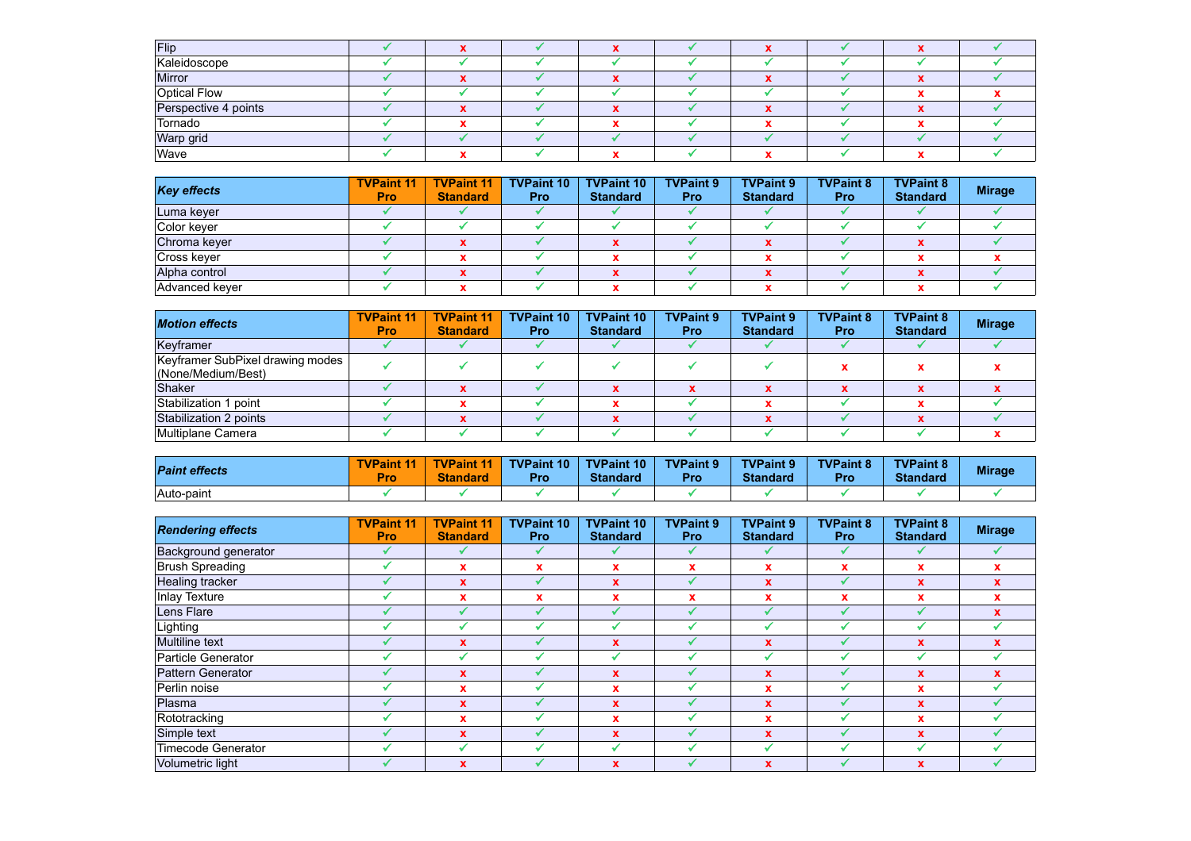| | | | | | | | | | |
|---|---|---|---|---|---|---|---|---|---|
| Flip | ✓ | x | ✓ | x | ✓ | x | ✓ | x | ✓ |
| Kaleidoscope | ✓ | ✓ | ✓ | ✓ | ✓ | ✓ | ✓ | ✓ | ✓ |
| Mirror | ✓ | x | ✓ | x | ✓ | x | ✓ | x | ✓ |
| Optical Flow | ✓ | ✓ | ✓ | ✓ | ✓ | ✓ | ✓ | x | x |
| Perspective 4 points | ✓ | x | ✓ | x | ✓ | x | ✓ | x | ✓ |
| Tornado | ✓ | x | ✓ | x | ✓ | x | ✓ | x | ✓ |
| Warp grid | ✓ | ✓ | ✓ | ✓ | ✓ | ✓ | ✓ | ✓ | ✓ |
| Wave | ✓ | x | ✓ | x | ✓ | x | ✓ | x | ✓ |

| ***Key effects*** | **TVPaint 11 Pro** | **TVPaint 11 Standard** | **TVPaint 10 Pro** | **TVPaint 10 Standard** | **TVPaint 9 Pro** | **TVPaint 9 Standard** | **TVPaint 8 Pro** | **TVPaint 8 Standard** | **Mirage** |
|---|---|---|---|---|---|---|---|---|---|
| Luma keyer | ✓ | ✓ | ✓ | ✓ | ✓ | ✓ | ✓ | ✓ | ✓ |
| Color keyer | ✓ | ✓ | ✓ | ✓ | ✓ | ✓ | ✓ | ✓ | ✓ |
| Chroma keyer | ✓ | x | ✓ | x | ✓ | x | ✓ | x | ✓ |
| Cross keyer | ✓ | x | ✓ | x | ✓ | x | ✓ | x | x |
| Alpha control | ✓ | x | ✓ | x | ✓ | x | ✓ | x | ✓ |
| Advanced keyer | ✓ | x | ✓ | x | ✓ | x | ✓ | x | ✓ |

| ***Motion effects*** | **TVPaint 11 Pro** | **TVPaint 11 Standard** | **TVPaint 10 Pro** | **TVPaint 10 Standard** | **TVPaint 9 Pro** | **TVPaint 9 Standard** | **TVPaint 8 Pro** | **TVPaint 8 Standard** | **Mirage** |
|---|---|---|---|---|---|---|---|---|---|
| Keyframer | ✓ | ✓ | ✓ | ✓ | ✓ | ✓ | ✓ | ✓ | ✓ |
| Keyframer SubPixel drawing modes (None/Medium/Best) | ✓ | ✓ | ✓ | ✓ | ✓ | ✓ | x | x | x |
| Shaker | ✓ | x | ✓ | x | x | x | x | x | x |
| Stabilization 1 point | ✓ | x | ✓ | x | ✓ | x | ✓ | x | ✓ |
| Stabilization 2 points | ✓ | x | ✓ | x | ✓ | x | ✓ | x | ✓ |
| Multiplane Camera | ✓ | ✓ | ✓ | ✓ | ✓ | ✓ | ✓ | ✓ | x |

| ***Paint effects*** | **TVPaint 11 Pro** | **TVPaint 11 Standard** | **TVPaint 10 Pro** | **TVPaint 10 Standard** | **TVPaint 9 Pro** | **TVPaint 9 Standard** | **TVPaint 8 Pro** | **TVPaint 8 Standard** | **Mirage** |
|---|---|---|---|---|---|---|---|---|---|
| Auto-paint | ✓ | ✓ | ✓ | ✓ | ✓ | ✓ | ✓ | ✓ | ✓ |

| ***Rendering effects*** | **TVPaint 11 Pro** | **TVPaint 11 Standard** | **TVPaint 10 Pro** | **TVPaint 10 Standard** | **TVPaint 9 Pro** | **TVPaint 9 Standard** | **TVPaint 8 Pro** | **TVPaint 8 Standard** | **Mirage** |
|---|---|---|---|---|---|---|---|---|---|
| Background generator | ✓ | ✓ | ✓ | ✓ | ✓ | ✓ | ✓ | ✓ | ✓ |
| Brush Spreading | ✓ | x | x | x | x | x | x | x | x |
| Healing tracker | ✓ | x | ✓ | x | ✓ | x | ✓ | x | x |
| Inlay Texture | ✓ | x | x | x | x | x | x | x | x |
| Lens Flare | ✓ | ✓ | ✓ | ✓ | ✓ | ✓ | ✓ | ✓ | x |
| Lighting | ✓ | ✓ | ✓ | ✓ | ✓ | ✓ | ✓ | ✓ | ✓ |
| Multiline text | ✓ | x | ✓ | x | ✓ | x | ✓ | x | x |
| Particle Generator | ✓ | ✓ | ✓ | ✓ | ✓ | ✓ | ✓ | ✓ | ✓ |
| Pattern Generator | ✓ | x | ✓ | x | ✓ | x | ✓ | x | x |
| Perlin noise | ✓ | x | ✓ | x | ✓ | x | ✓ | x | ✓ |
| Plasma | ✓ | x | ✓ | x | ✓ | x | ✓ | x | ✓ |
| Rototracking | ✓ | x | ✓ | x | ✓ | x | ✓ | x | ✓ |
| Simple text | ✓ | x | ✓ | x | ✓ | x | ✓ | x | ✓ |
| Timecode Generator | ✓ | ✓ | ✓ | ✓ | ✓ | ✓ | ✓ | ✓ | ✓ |
| Volumetric light | ✓ | x | ✓ | x | ✓ | x | ✓ | x | ✓ |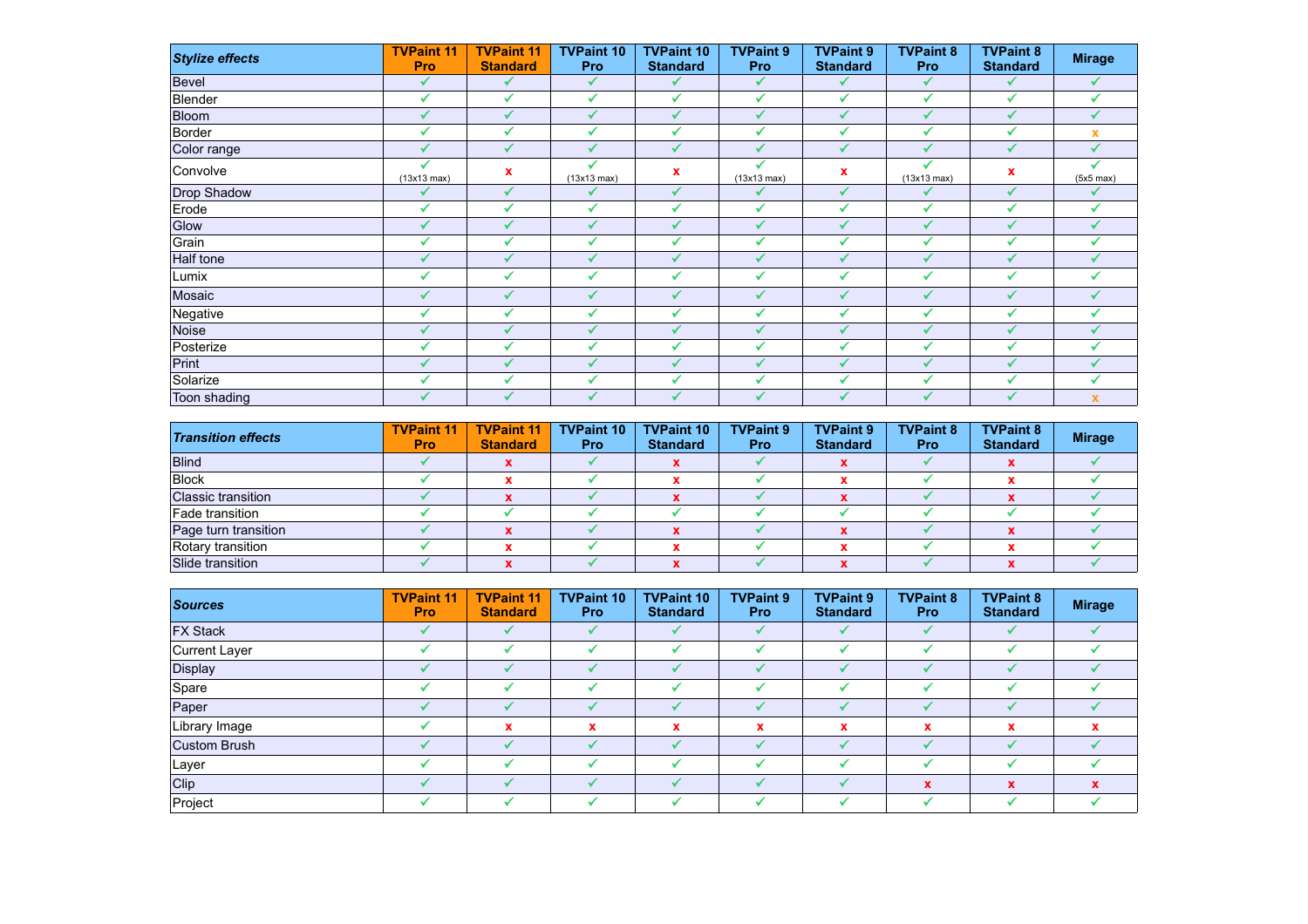| *Stylize effects* | TVPaint 11 Pro | TVPaint 11 Standard | TVPaint 10 Pro | TVPaint 10 Standard | TVPaint 9 Pro | TVPaint 9 Standard | TVPaint 8 Pro | TVPaint 8 Standard | Mirage |
|---|---|---|---|---|---|---|---|---|---|
| Bevel | ✓ | ✓ | ✓ | ✓ | ✓ | ✓ | ✓ | ✓ | ✓ |
| Blender | ✓ | ✓ | ✓ | ✓ | ✓ | ✓ | ✓ | ✓ | ✓ |
| Bloom | ✓ | ✓ | ✓ | ✓ | ✓ | ✓ | ✓ | ✓ | ✓ |
| Border | ✓ | ✓ | ✓ | ✓ | ✓ | ✓ | ✓ | ✓ | x |
| Color range | ✓ | ✓ | ✓ | ✓ | ✓ | ✓ | ✓ | ✓ | ✓ |
| Convolve | ✓ (13x13 max) | x | ✓ (13x13 max) | x | ✓ (13x13 max) | x | ✓ (13x13 max) | x | ✓ (5x5 max) |
| Drop Shadow | ✓ | ✓ | ✓ | ✓ | ✓ | ✓ | ✓ | ✓ | ✓ |
| Erode | ✓ | ✓ | ✓ | ✓ | ✓ | ✓ | ✓ | ✓ | ✓ |
| Glow | ✓ | ✓ | ✓ | ✓ | ✓ | ✓ | ✓ | ✓ | ✓ |
| Grain | ✓ | ✓ | ✓ | ✓ | ✓ | ✓ | ✓ | ✓ | ✓ |
| Half tone | ✓ | ✓ | ✓ | ✓ | ✓ | ✓ | ✓ | ✓ | ✓ |
| Lumix | ✓ | ✓ | ✓ | ✓ | ✓ | ✓ | ✓ | ✓ | ✓ |
| Mosaic | ✓ | ✓ | ✓ | ✓ | ✓ | ✓ | ✓ | ✓ | ✓ |
| Negative | ✓ | ✓ | ✓ | ✓ | ✓ | ✓ | ✓ | ✓ | ✓ |
| Noise | ✓ | ✓ | ✓ | ✓ | ✓ | ✓ | ✓ | ✓ | ✓ |
| Posterize | ✓ | ✓ | ✓ | ✓ | ✓ | ✓ | ✓ | ✓ | ✓ |
| Print | ✓ | ✓ | ✓ | ✓ | ✓ | ✓ | ✓ | ✓ | ✓ |
| Solarize | ✓ | ✓ | ✓ | ✓ | ✓ | ✓ | ✓ | ✓ | ✓ |
| Toon shading | ✓ | ✓ | ✓ | ✓ | ✓ | ✓ | ✓ | ✓ | x |

| *Transition effects* | TVPaint 11 Pro | TVPaint 11 Standard | TVPaint 10 Pro | TVPaint 10 Standard | TVPaint 9 Pro | TVPaint 9 Standard | TVPaint 8 Pro | TVPaint 8 Standard | Mirage |
|---|---|---|---|---|---|---|---|---|---|
| Blind | ✓ | x | ✓ | x | ✓ | x | ✓ | x | ✓ |
| Block | ✓ | x | ✓ | x | ✓ | x | ✓ | x | ✓ |
| Classic transition | ✓ | x | ✓ | x | ✓ | x | ✓ | x | ✓ |
| Fade transition | ✓ | ✓ | ✓ | ✓ | ✓ | ✓ | ✓ | ✓ | ✓ |
| Page turn transition | ✓ | x | ✓ | x | ✓ | x | ✓ | x | ✓ |
| Rotary transition | ✓ | x | ✓ | x | ✓ | x | ✓ | x | ✓ |
| Slide transition | ✓ | x | ✓ | x | ✓ | x | ✓ | x | ✓ |

| *Sources* | TVPaint 11 Pro | TVPaint 11 Standard | TVPaint 10 Pro | TVPaint 10 Standard | TVPaint 9 Pro | TVPaint 9 Standard | TVPaint 8 Pro | TVPaint 8 Standard | Mirage |
|---|---|---|---|---|---|---|---|---|---|
| FX Stack | ✓ | ✓ | ✓ | ✓ | ✓ | ✓ | ✓ | ✓ | ✓ |
| Current Layer | ✓ | ✓ | ✓ | ✓ | ✓ | ✓ | ✓ | ✓ | ✓ |
| Display | ✓ | ✓ | ✓ | ✓ | ✓ | ✓ | ✓ | ✓ | ✓ |
| Spare | ✓ | ✓ | ✓ | ✓ | ✓ | ✓ | ✓ | ✓ | ✓ |
| Paper | ✓ | ✓ | ✓ | ✓ | ✓ | ✓ | ✓ | ✓ | ✓ |
| Library Image | ✓ | x | x | x | x | x | x | x | x |
| Custom Brush | ✓ | ✓ | ✓ | ✓ | ✓ | ✓ | ✓ | ✓ | ✓ |
| Layer | ✓ | ✓ | ✓ | ✓ | ✓ | ✓ | ✓ | ✓ | ✓ |
| Clip | ✓ | ✓ | ✓ | ✓ | ✓ | ✓ | x | x | x |
| Project | ✓ | ✓ | ✓ | ✓ | ✓ | ✓ | ✓ | ✓ | ✓ |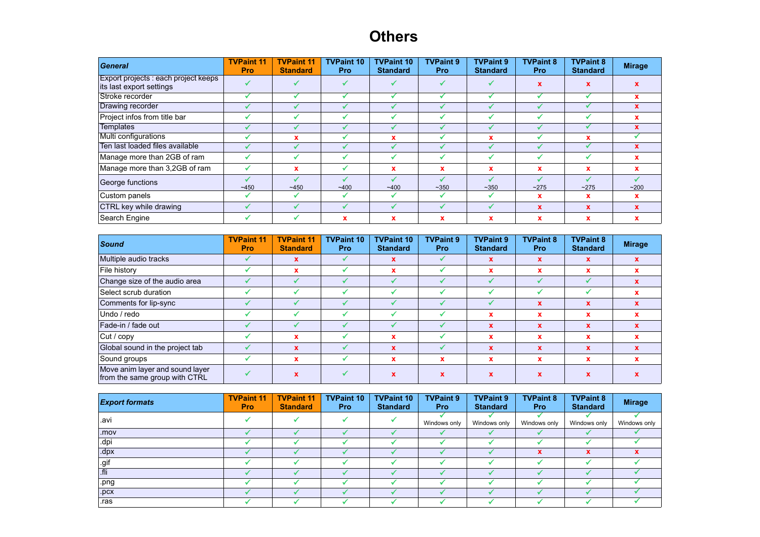# Others

| *General* | TVPaint 11 Pro | TVPaint 11 Standard | TVPaint 10 Pro | TVPaint 10 Standard | TVPaint 9 Pro | TVPaint 9 Standard | TVPaint 8 Pro | TVPaint 8 Standard | Mirage |
|---|---|---|---|---|---|---|---|---|---|
| Export projects : each project keeps its last export settings | ✓ | ✓ | ✓ | ✓ | ✓ | ✓ | x | x | x |
| Stroke recorder | ✓ | ✓ | ✓ | ✓ | ✓ | ✓ | ✓ | ✓ | x |
| Drawing recorder | ✓ | ✓ | ✓ | ✓ | ✓ | ✓ | ✓ | ✓ | x |
| Project infos from title bar | ✓ | ✓ | ✓ | ✓ | ✓ | ✓ | ✓ | ✓ | x |
| Templates | ✓ | ✓ | ✓ | ✓ | ✓ | ✓ | ✓ | ✓ | x |
| Multi configurations | ✓ | x | ✓ | x | ✓ | x | ✓ | x | ✓ |
| Ten last loaded files available | ✓ | ✓ | ✓ | ✓ | ✓ | ✓ | ✓ | ✓ | x |
| Manage more than 2GB of ram | ✓ | ✓ | ✓ | ✓ | ✓ | ✓ | ✓ | ✓ | x |
| Manage more than 3,2GB of ram | ✓ | x | ✓ | x | x | x | x | x | x |
| George functions | ✓ ~450 | ✓ ~450 | ✓ ~400 | ✓ ~400 | ✓ ~350 | ✓ ~350 | ✓ ~275 | ✓ ~275 | ✓ ~200 |
| Custom panels | ✓ | ✓ | ✓ | ✓ | ✓ | ✓ | x | x | x |
| CTRL key while drawing | ✓ | ✓ | ✓ | ✓ | ✓ | ✓ | x | x | x |
| Search Engine | ✓ | ✓ | x | x | x | x | x | x | x |

| *Sound* | TVPaint 11 Pro | TVPaint 11 Standard | TVPaint 10 Pro | TVPaint 10 Standard | TVPaint 9 Pro | TVPaint 9 Standard | TVPaint 8 Pro | TVPaint 8 Standard | Mirage |
|---|---|---|---|---|---|---|---|---|---|
| Multiple audio tracks | ✓ | x | ✓ | x | ✓ | x | x | x | x |
| File history | ✓ | x | ✓ | x | ✓ | x | x | x | x |
| Change size of the audio area | ✓ | ✓ | ✓ | ✓ | ✓ | ✓ | ✓ | ✓ | x |
| Select scrub duration | ✓ | ✓ | ✓ | ✓ | ✓ | ✓ | ✓ | ✓ | x |
| Comments for lip-sync | ✓ | ✓ | ✓ | ✓ | ✓ | ✓ | x | x | x |
| Undo / redo | ✓ | ✓ | ✓ | ✓ | ✓ | x | x | x | x |
| Fade-in / fade out | ✓ | ✓ | ✓ | ✓ | ✓ | x | x | x | x |
| Cut / copy | ✓ | x | ✓ | x | ✓ | x | x | x | x |
| Global sound in the project tab | ✓ | x | ✓ | x | ✓ | x | x | x | x |
| Sound groups | ✓ | x | ✓ | x | x | x | x | x | x |
| Move anim layer and sound layer from the same group with CTRL | ✓ | x | ✓ | x | x | x | x | x | x |

| *Export formats* | TVPaint 11 Pro | TVPaint 11 Standard | TVPaint 10 Pro | TVPaint 10 Standard | TVPaint 9 Pro | TVPaint 9 Standard | TVPaint 8 Pro | TVPaint 8 Standard | Mirage |
|---|---|---|---|---|---|---|---|---|---|
| .avi | ✓ | ✓ | ✓ | ✓ | ✓ Windows only | ✓ Windows only | ✓ Windows only | ✓ Windows only | ✓ Windows only |
| .mov | ✓ | ✓ | ✓ | ✓ | ✓ | ✓ | ✓ | ✓ | ✓ |
| .dpi | ✓ | ✓ | ✓ | ✓ | ✓ | ✓ | ✓ | ✓ | ✓ |
| .dpx | ✓ | ✓ | ✓ | ✓ | ✓ | ✓ | x | x | x |
| .gif | ✓ | ✓ | ✓ | ✓ | ✓ | ✓ | ✓ | ✓ | ✓ |
| .fli | ✓ | ✓ | ✓ | ✓ | ✓ | ✓ | ✓ | ✓ | ✓ |
| .png | ✓ | ✓ | ✓ | ✓ | ✓ | ✓ | ✓ | ✓ | ✓ |
| .pcx | ✓ | ✓ | ✓ | ✓ | ✓ | ✓ | ✓ | ✓ | ✓ |
| .ras | ✓ | ✓ | ✓ | ✓ | ✓ | ✓ | ✓ | ✓ | ✓ |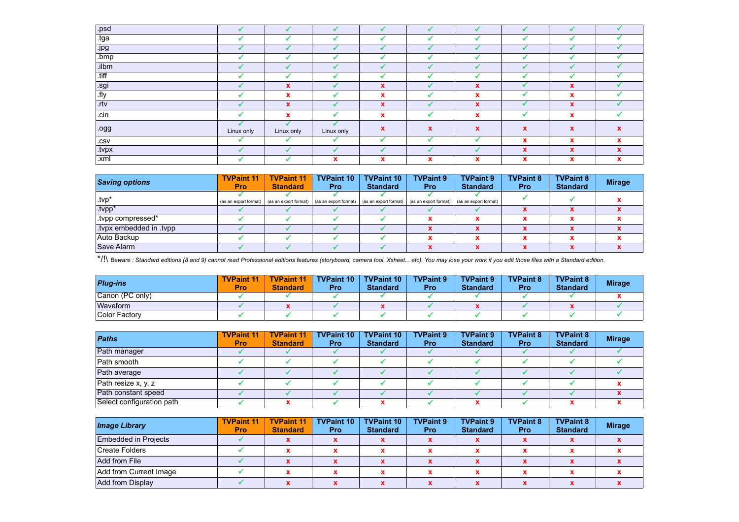| | TVPaint 11 Pro | TVPaint 11 Standard | TVPaint 10 Pro | TVPaint 10 Standard | TVPaint 9 Pro | TVPaint 9 Standard | TVPaint 8 Pro | TVPaint 8 Standard | Mirage |
|---|---|---|---|---|---|---|---|---|---|
| .psd | ✓ | ✓ | ✓ | ✓ | ✓ | ✓ | ✓ | ✓ | ✓ |
| .tga | ✓ | ✓ | ✓ | ✓ | ✓ | ✓ | ✓ | ✓ | ✓ |
| .jpg | ✓ | ✓ | ✓ | ✓ | ✓ | ✓ | ✓ | ✓ | ✓ |
| .bmp | ✓ | ✓ | ✓ | ✓ | ✓ | ✓ | ✓ | ✓ | ✓ |
| .ilbm | ✓ | ✓ | ✓ | ✓ | ✓ | ✓ | ✓ | ✓ | ✓ |
| .tiff | ✓ | ✓ | ✓ | ✓ | ✓ | ✓ | ✓ | ✓ | ✓ |
| .sgi | ✓ | x | ✓ | x | ✓ | x | ✓ | x | ✓ |
| .fly | ✓ | x | ✓ | x | ✓ | x | ✓ | x | ✓ |
| .rtv | ✓ | x | ✓ | x | ✓ | x | ✓ | x | ✓ |
| .cin | ✓ | x | ✓ | x | ✓ | x | ✓ | x | ✓ |
| .ogg | ✓ Linux only | ✓ Linux only | ✓ Linux only | x | x | x | x | x | x |
| .csv | ✓ | ✓ | ✓ | ✓ | ✓ | ✓ | x | x | x |
| .tvpx | ✓ | ✓ | ✓ | ✓ | ✓ | ✓ | x | x | x |
| .xml | ✓ | ✓ | x | x | x | x | x | x | x |

| ***Saving options*** | TVPaint 11 Pro | TVPaint 11 Standard | TVPaint 10 Pro | TVPaint 10 Standard | TVPaint 9 Pro | TVPaint 9 Standard | TVPaint 8 Pro | TVPaint 8 Standard | Mirage |
|---|---|---|---|---|---|---|---|---|---|
| .tvp* | ✓ (as an export format) | ✓ (as an export format) | ✓ (as an export format) | ✓ (as an export format) | ✓ (as an export format) | ✓ (as an export format) | ✓ | ✓ | x |
| .tvpp* | ✓ | ✓ | ✓ | ✓ | ✓ | ✓ | x | x | x |
| .tvpp compressed* | ✓ | ✓ | ✓ | ✓ | x | x | x | x | x |
| .tvpx embedded in .tvpp | ✓ | ✓ | ✓ | ✓ | x | x | x | x | x |
| Auto Backup | ✓ | ✓ | ✓ | ✓ | x | x | x | x | x |
| Save Alarm | ✓ | ✓ | ✓ | ✓ | x | x | x | x | x |

*/!\ *Beware : Standard editions (8 and 9) cannot read Professional editions features (storyboard, camera tool, Xsheet... etc). You may lose your work if you edit those files with a Standard edition.*

| ***Plug-ins*** | TVPaint 11 Pro | TVPaint 11 Standard | TVPaint 10 Pro | TVPaint 10 Standard | TVPaint 9 Pro | TVPaint 9 Standard | TVPaint 8 Pro | TVPaint 8 Standard | Mirage |
|---|---|---|---|---|---|---|---|---|---|
| Canon (PC only) | ✓ | ✓ | ✓ | ✓ | ✓ | ✓ | ✓ | ✓ | x |
| Waveform | ✓ | x | ✓ | x | ✓ | x | ✓ | x | ✓ |
| Color Factory | ✓ | ✓ | ✓ | ✓ | ✓ | ✓ | ✓ | ✓ | ✓ |

| ***Paths*** | TVPaint 11 Pro | TVPaint 11 Standard | TVPaint 10 Pro | TVPaint 10 Standard | TVPaint 9 Pro | TVPaint 9 Standard | TVPaint 8 Pro | TVPaint 8 Standard | Mirage |
|---|---|---|---|---|---|---|---|---|---|
| Path manager | ✓ | ✓ | ✓ | ✓ | ✓ | ✓ | ✓ | ✓ | ✓ |
| Path smooth | ✓ | ✓ | ✓ | ✓ | ✓ | ✓ | ✓ | ✓ | ✓ |
| Path average | ✓ | ✓ | ✓ | ✓ | ✓ | ✓ | ✓ | ✓ | ✓ |
| Path resize x, y, z | ✓ | ✓ | ✓ | ✓ | ✓ | ✓ | ✓ | ✓ | x |
| Path constant speed | ✓ | ✓ | ✓ | ✓ | ✓ | ✓ | ✓ | ✓ | x |
| Select configuration path | ✓ | x | ✓ | x | ✓ | x | ✓ | x | x |

| ***Image Library*** | TVPaint 11 Pro | TVPaint 11 Standard | TVPaint 10 Pro | TVPaint 10 Standard | TVPaint 9 Pro | TVPaint 9 Standard | TVPaint 8 Pro | TVPaint 8 Standard | Mirage |
|---|---|---|---|---|---|---|---|---|---|
| Embedded in Projects | ✓ | x | x | x | x | x | x | x | x |
| Create Folders | ✓ | x | x | x | x | x | x | x | x |
| Add from File | ✓ | x | x | x | x | x | x | x | x |
| Add from Current Image | ✓ | x | x | x | x | x | x | x | x |
| Add from Display | ✓ | x | x | x | x | x | x | x | x |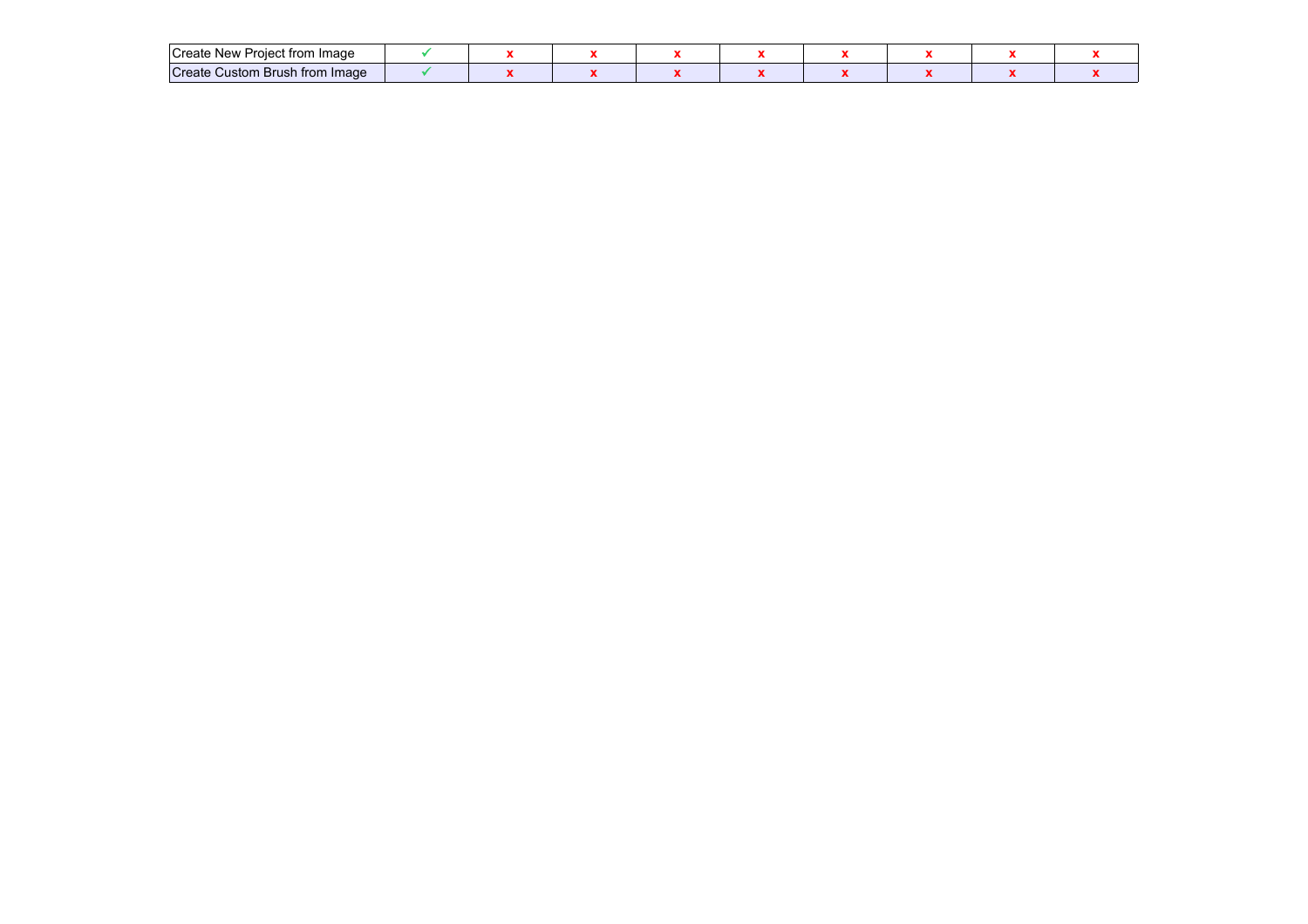| | | | | | | | | | |
|---|---|---|---|---|---|---|---|---|---|
| Create New Project from Image | ✓ | x | x | x | x | x | x | x | x |
| Create Custom Brush from Image | ✓ | x | x | x | x | x | x | x | x |